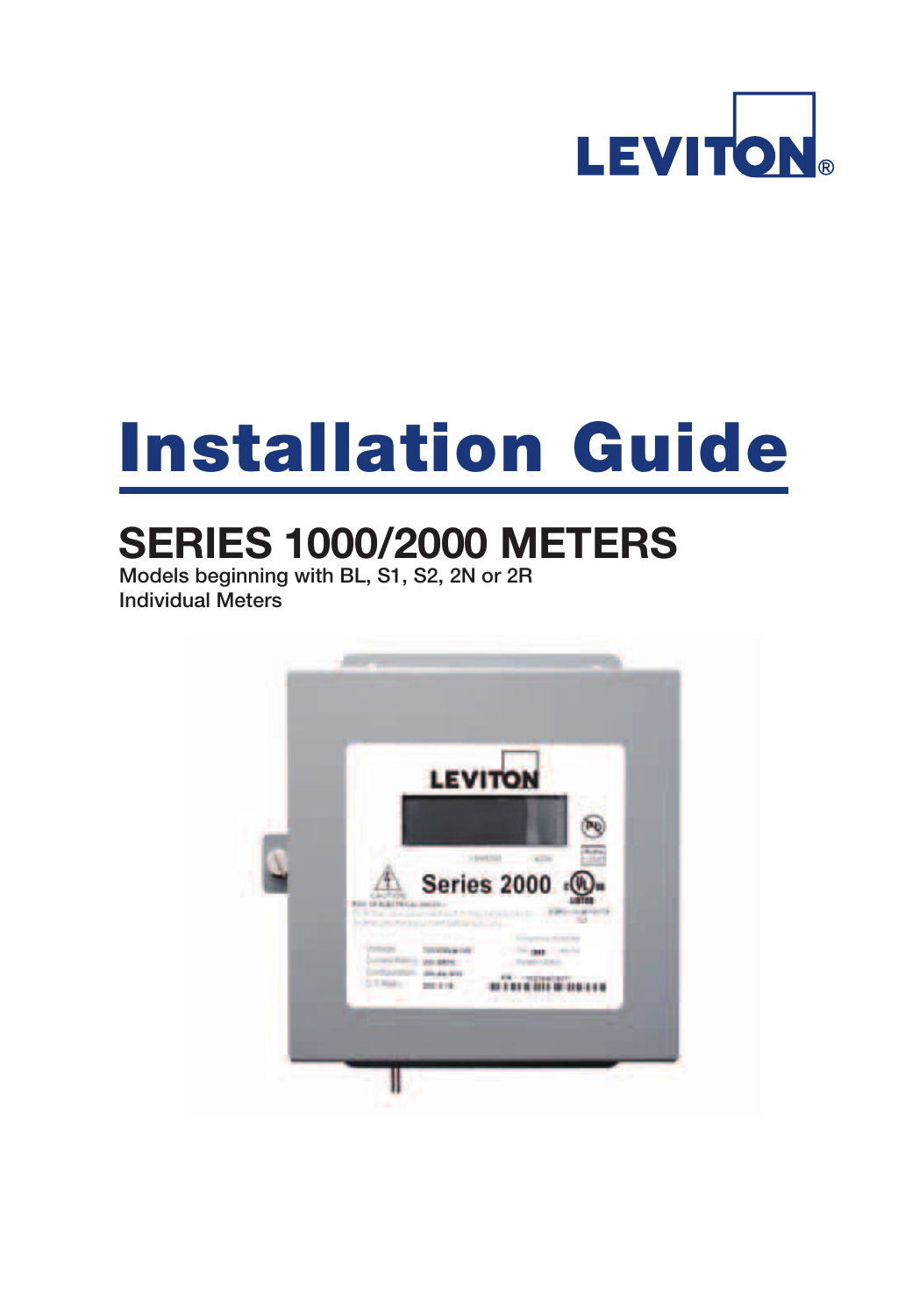LEVITON

# Installation Guide

## SERIES 1000/2000 METERS

**Models beginning with BL, S1, S2, 2N or 2R**
**Individual Meters**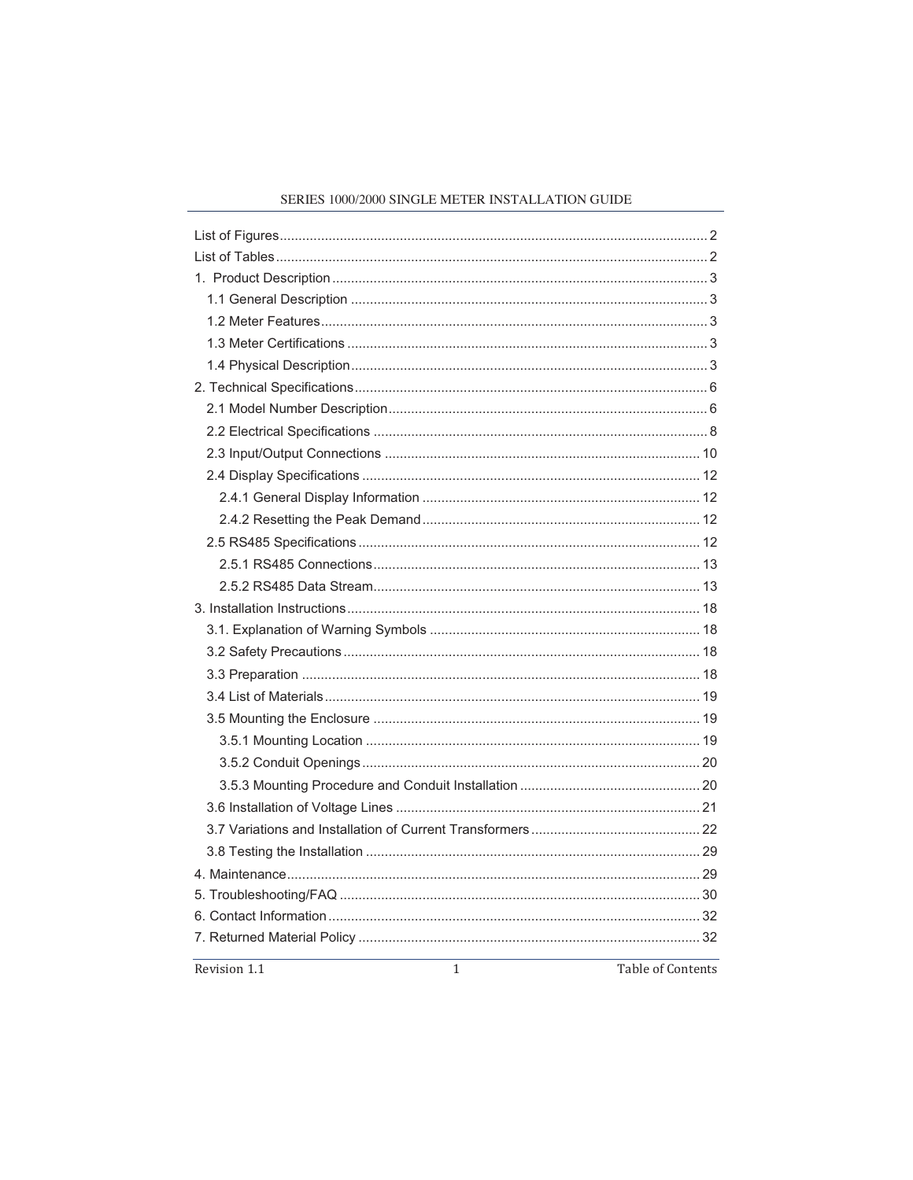List of Figures ..... 2
List of Tables ..... 2
1. Product Description ..... 3
  1.1 General Description ..... 3
  1.2 Meter Features ..... 3
  1.3 Meter Certifications ..... 3
  1.4 Physical Description ..... 3
2. Technical Specifications ..... 6
  2.1 Model Number Description ..... 6
  2.2 Electrical Specifications ..... 8
  2.3 Input/Output Connections ..... 10
  2.4 Display Specifications ..... 12
    2.4.1 General Display Information ..... 12
    2.4.2 Resetting the Peak Demand ..... 12
  2.5 RS485 Specifications ..... 12
    2.5.1 RS485 Connections ..... 13
    2.5.2 RS485 Data Stream ..... 13
3. Installation Instructions ..... 18
  3.1. Explanation of Warning Symbols ..... 18
  3.2 Safety Precautions ..... 18
  3.3 Preparation ..... 18
  3.4 List of Materials ..... 19
  3.5 Mounting the Enclosure ..... 19
    3.5.1 Mounting Location ..... 19
    3.5.2 Conduit Openings ..... 20
    3.5.3 Mounting Procedure and Conduit Installation ..... 20
  3.6 Installation of Voltage Lines ..... 21
  3.7 Variations and Installation of Current Transformers ..... 22
  3.8 Testing the Installation ..... 29
4. Maintenance ..... 29
5. Troubleshooting/FAQ ..... 30
6. Contact Information ..... 32
7. Returned Material Policy ..... 32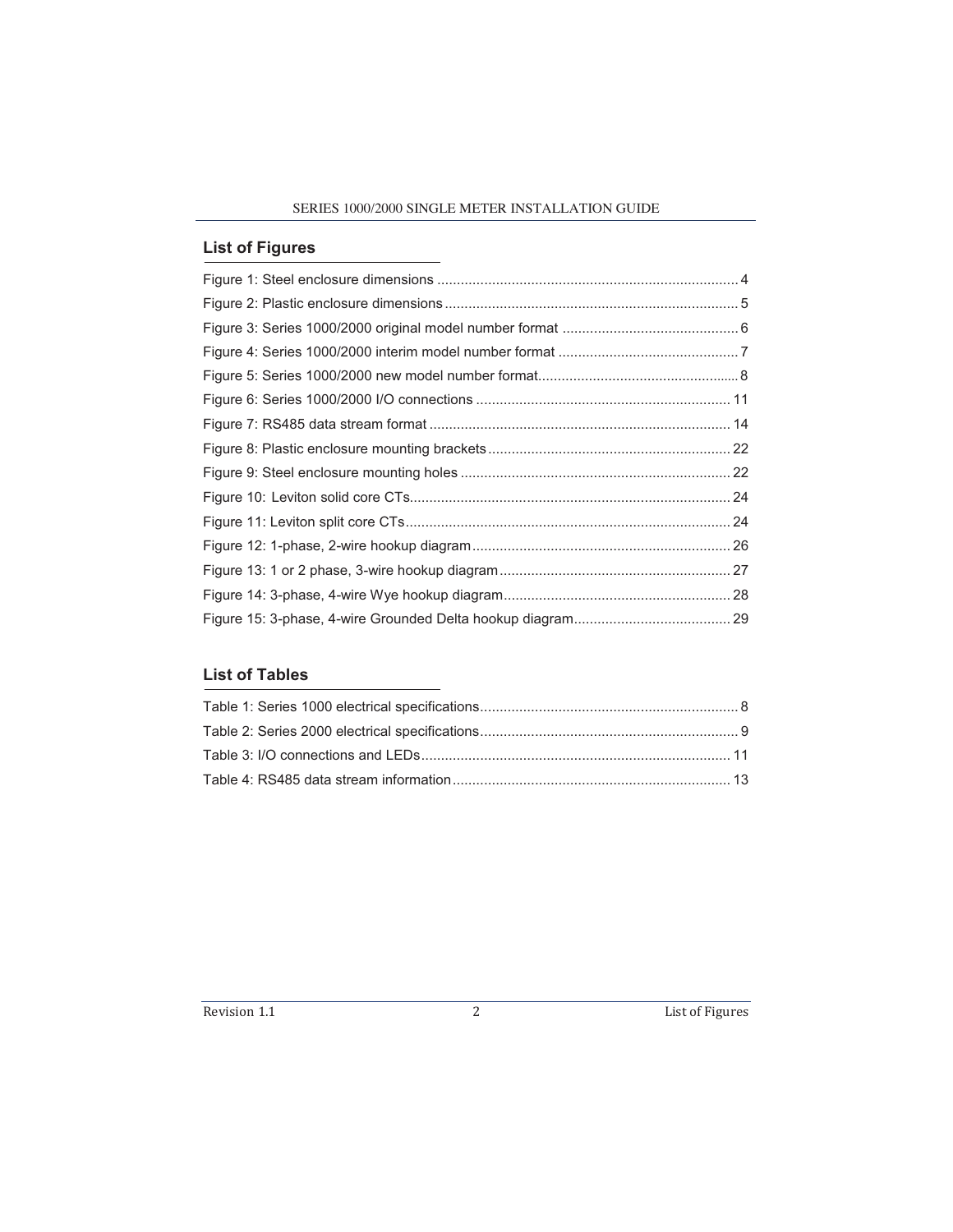## List of Figures

Figure 1: Steel enclosure dimensions ............................................................................ 4
Figure 2: Plastic enclosure dimensions .......................................................................... 5
Figure 3: Series 1000/2000 original model number format ............................................ 6
Figure 4: Series 1000/2000 interim model number format ............................................. 7
Figure 5: Series 1000/2000 new model number format.................................................. 8
Figure 6: Series 1000/2000 I/O connections ................................................................ 11
Figure 7: RS485 data stream format ............................................................................ 14
Figure 8: Plastic enclosure mounting brackets ............................................................. 22
Figure 9: Steel enclosure mounting holes .................................................................... 22
Figure 10: Leviton solid core CTs................................................................................. 24
Figure 11: Leviton split core CTs.................................................................................. 24
Figure 12: 1-phase, 2-wire hookup diagram .................................................................. 26
Figure 13: 1 or 2 phase, 3-wire hookup diagram ........................................................... 27
Figure 14: 3-phase, 4-wire Wye hookup diagram.......................................................... 28
Figure 15: 3-phase, 4-wire Grounded Delta hookup diagram........................................ 29

## List of Tables

Table 1: Series 1000 electrical specifications.................................................................. 8
Table 2: Series 2000 electrical specifications.................................................................. 9
Table 3: I/O connections and LEDs.............................................................................. 11
Table 4: RS485 data stream information ...................................................................... 13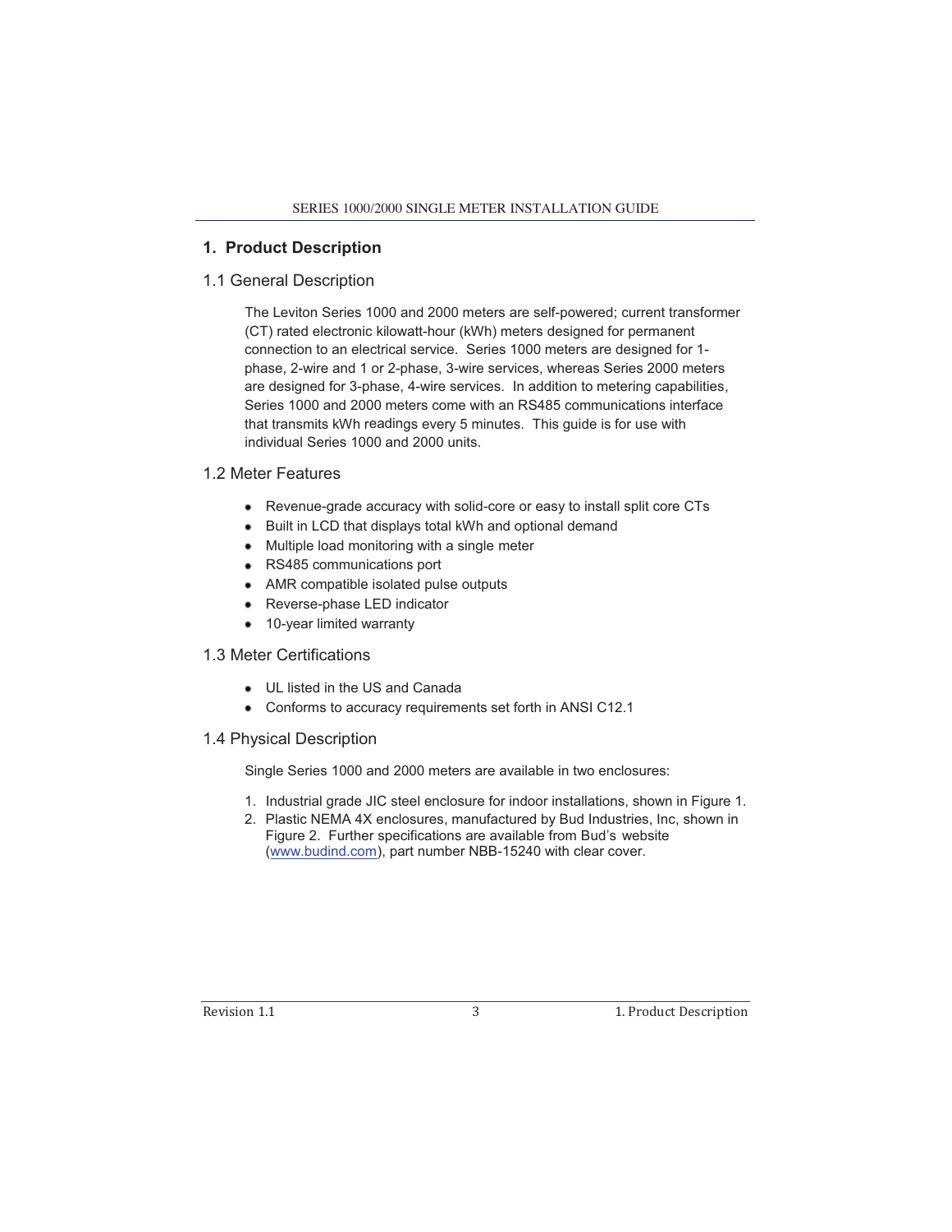# 1. Product Description

## 1.1 General Description

The Leviton Series 1000 and 2000 meters are self-powered; current transformer (CT) rated electronic kilowatt-hour (kWh) meters designed for permanent connection to an electrical service. Series 1000 meters are designed for 1-phase, 2-wire and 1 or 2-phase, 3-wire services, whereas Series 2000 meters are designed for 3-phase, 4-wire services. In addition to metering capabilities, Series 1000 and 2000 meters come with an RS485 communications interface that transmits kWh readings every 5 minutes. This guide is for use with individual Series 1000 and 2000 units.

## 1.2 Meter Features

- Revenue-grade accuracy with solid-core or easy to install split core CTs
- Built in LCD that displays total kWh and optional demand
- Multiple load monitoring with a single meter
- RS485 communications port
- AMR compatible isolated pulse outputs
- Reverse-phase LED indicator
- 10-year limited warranty

## 1.3 Meter Certifications

- UL listed in the US and Canada
- Conforms to accuracy requirements set forth in ANSI C12.1

## 1.4 Physical Description

Single Series 1000 and 2000 meters are available in two enclosures:

1. Industrial grade JIC steel enclosure for indoor installations, shown in Figure 1.
2. Plastic NEMA 4X enclosures, manufactured by Bud Industries, Inc, shown in Figure 2. Further specifications are available from Bud's website (www.budind.com), part number NBB-15240 with clear cover.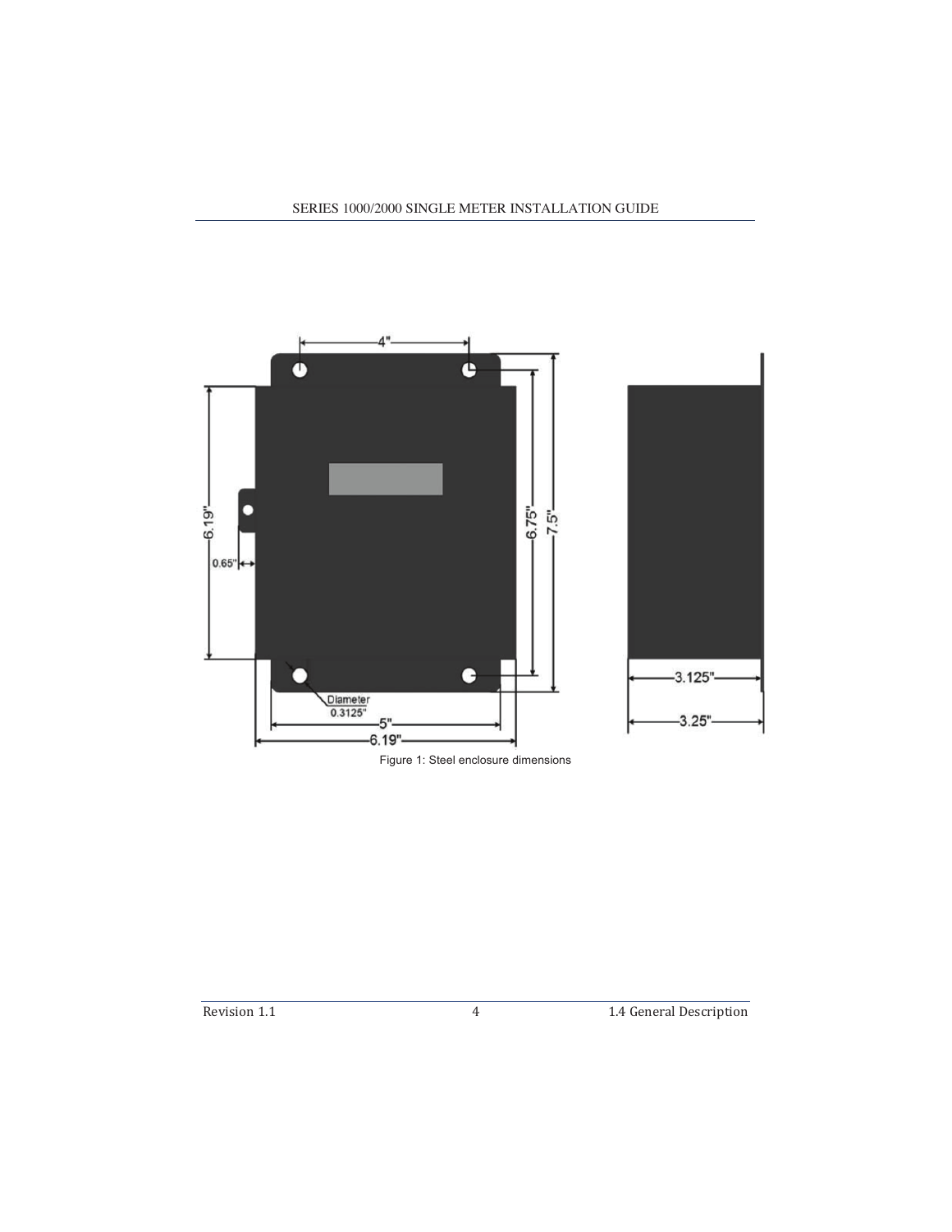Figure 1: Steel enclosure dimensions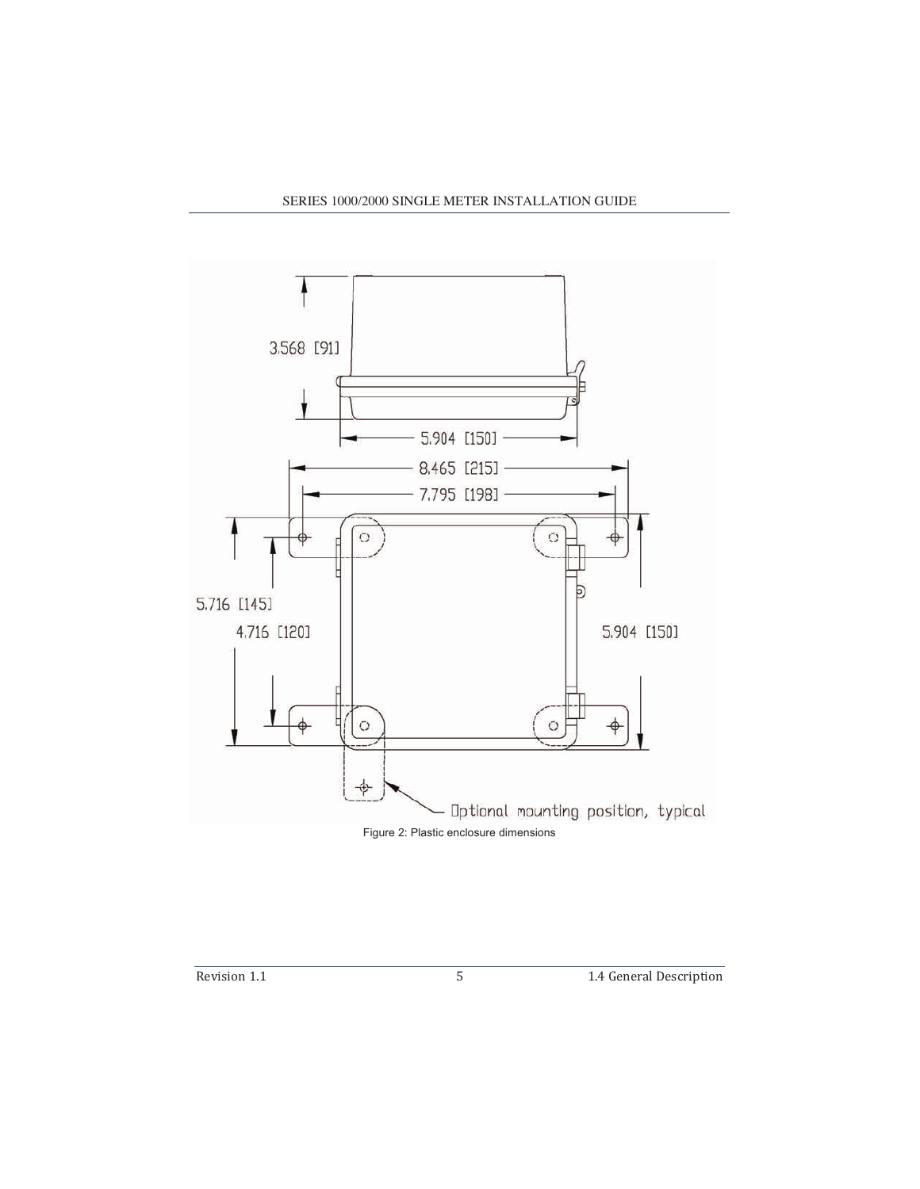3.568 [91]

5.904 [150]

8.465 [215]

7.795 [198]

5.716 [145]

4.716 [120]

5.904 [150]

Optional mounting position, typical

Figure 2: Plastic enclosure dimensions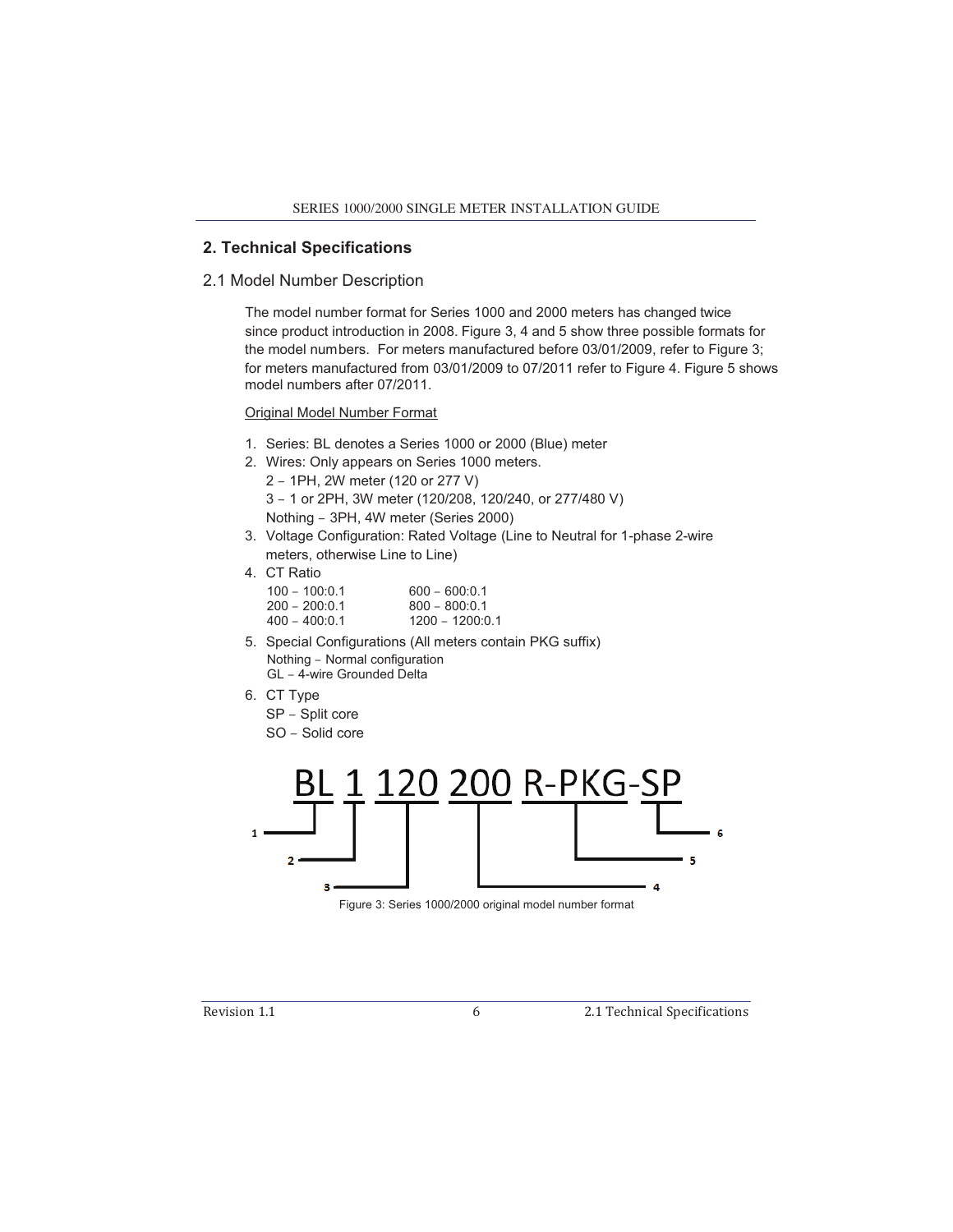## 2. Technical Specifications

### 2.1 Model Number Description

The model number format for Series 1000 and 2000 meters has changed twice since product introduction in 2008. Figure 3, 4 and 5 show three possible formats for the model numbers. For meters manufactured before 03/01/2009, refer to Figure 3; for meters manufactured from 03/01/2009 to 07/2011 refer to Figure 4. Figure 5 shows model numbers after 07/2011.

Original Model Number Format

1. Series: BL denotes a Series 1000 or 2000 (Blue) meter
2. Wires: Only appears on Series 1000 meters.
   2 – 1PH, 2W meter (120 or 277 V)
   3 – 1 or 2PH, 3W meter (120/208, 120/240, or 277/480 V)
   Nothing – 3PH, 4W meter (Series 2000)
3. Voltage Configuration: Rated Voltage (Line to Neutral for 1-phase 2-wire meters, otherwise Line to Line)
4. CT Ratio

   | | |
   |---|---|
   | 100 – 100:0.1 | 600 – 600:0.1 |
   | 200 – 200:0.1 | 800 – 800:0.1 |
   | 400 – 400:0.1 | 1200 – 1200:0.1 |

5. Special Configurations (All meters contain PKG suffix)
   Nothing – Normal configuration
   GL – 4-wire Grounded Delta
6. CT Type
   SP – Split core
   SO – Solid core

BL 1 120 200 R-PKG-SP

(1 – BL, 2 – 1, 3 – 120, 4 – 200, 5 – R-PKG, 6 – SP)

Figure 3: Series 1000/2000 original model number format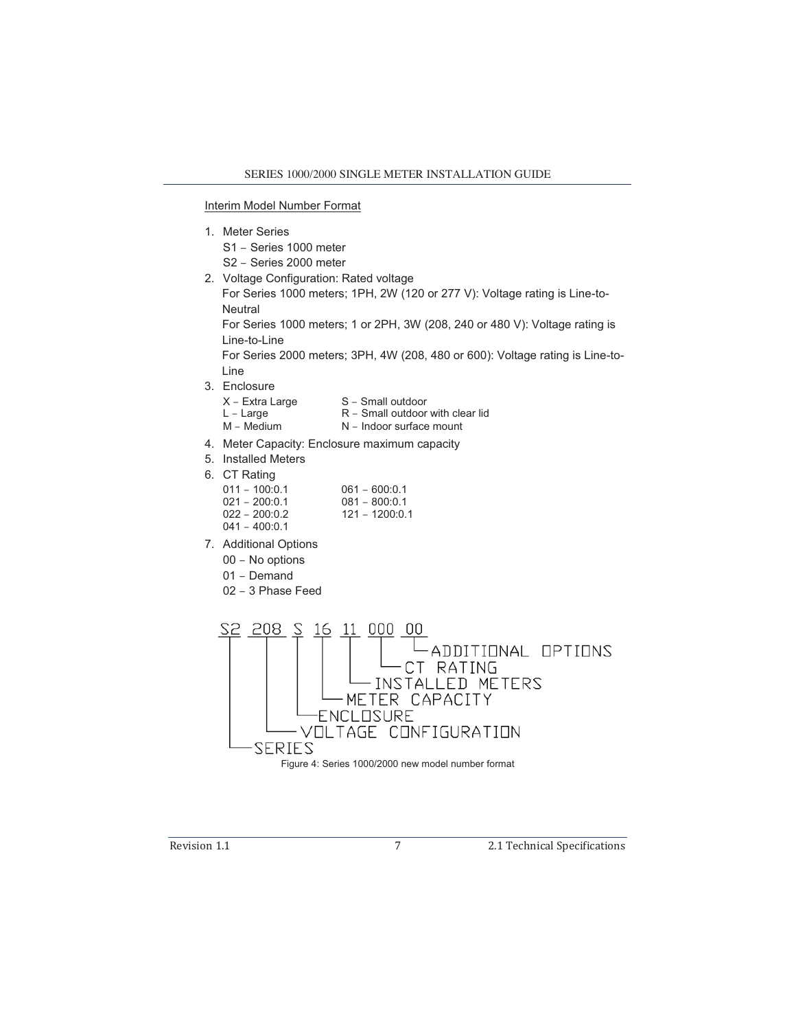Interim Model Number Format

1. Meter Series
   - S1 – Series 1000 meter
   - S2 – Series 2000 meter
2. Voltage Configuration: Rated voltage
   For Series 1000 meters; 1PH, 2W (120 or 277 V): Voltage rating is Line-to-Neutral
   For Series 1000 meters; 1 or 2PH, 3W (208, 240 or 480 V): Voltage rating is Line-to-Line
   For Series 2000 meters; 3PH, 4W (208, 480 or 600): Voltage rating is Line-to-Line
3. Enclosure

   | | |
   |---|---|
   | X – Extra Large | S – Small outdoor |
   | L – Large | R – Small outdoor with clear lid |
   | M – Medium | N – Indoor surface mount |

4. Meter Capacity: Enclosure maximum capacity
5. Installed Meters
6. CT Rating

   | | |
   |---|---|
   | 011 – 100:0.1 | 061 – 600:0.1 |
   | 021 – 200:0.1 | 081 – 800:0.1 |
   | 022 – 200:0.2 | 121 – 1200:0.1 |
   | 041 – 400:0.1 | |

7. Additional Options
   - 00 – No options
   - 01 – Demand
   - 02 – 3 Phase Feed

```
S2 208 S 16 11 000 00
|   |  |  |  |   |   └ADDITIONAL OPTIONS
|   |  |  |  |   └CT RATING
|   |  |  |  └INSTALLED METERS
|   |  |  └METER CAPACITY
|   |  └ENCLOSURE
|   └VOLTAGE CONFIGURATION
└SERIES
```

Figure 4: Series 1000/2000 new model number format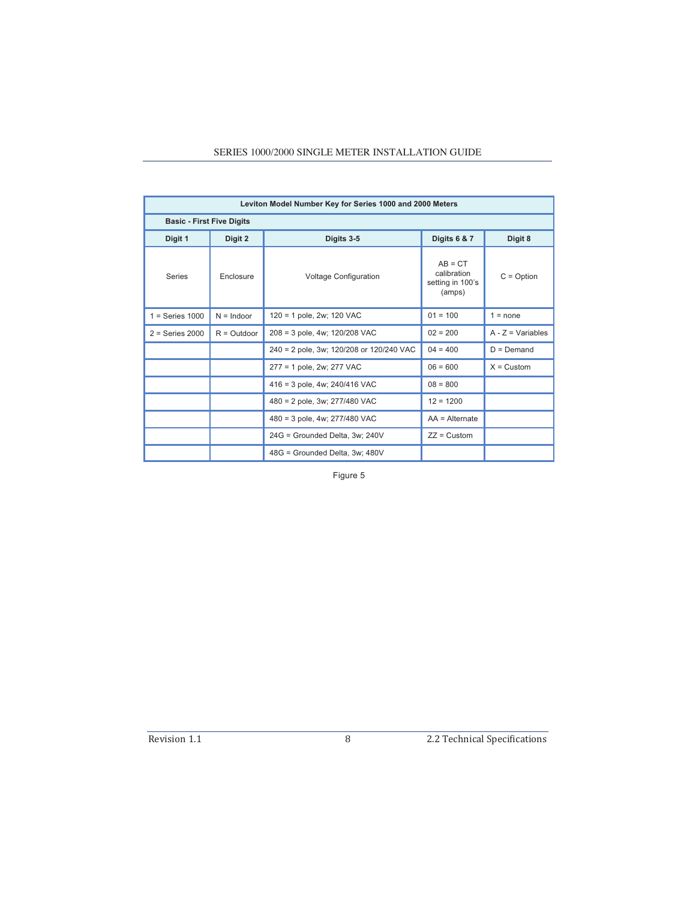| Leviton Model Number Key for Series 1000 and 2000 Meters | | | | |
|---|---|---|---|---|
| **Basic - First Five Digits** | | | | |
| **Digit 1** | **Digit 2** | **Digits 3-5** | **Digits 6 & 7** | **Digit 8** |
| Series | Enclosure | Voltage Configuration | AB = CT calibration setting in 100's (amps) | C = Option |
| 1 = Series 1000 | N = Indoor | 120 = 1 pole, 2w; 120 VAC | 01 = 100 | 1 = none |
| 2 = Series 2000 | R = Outdoor | 208 = 3 pole, 4w; 120/208 VAC | 02 = 200 | A - Z = Variables |
| | | 240 = 2 pole, 3w; 120/208 or 120/240 VAC | 04 = 400 | D = Demand |
| | | 277 = 1 pole, 2w; 277 VAC | 06 = 600 | X = Custom |
| | | 416 = 3 pole, 4w; 240/416 VAC | 08 = 800 | |
| | | 480 = 2 pole, 3w; 277/480 VAC | 12 = 1200 | |
| | | 480 = 3 pole, 4w; 277/480 VAC | AA = Alternate | |
| | | 24G = Grounded Delta, 3w; 240V | ZZ = Custom | |
| | | 48G = Grounded Delta, 3w; 480V | | |

Figure 5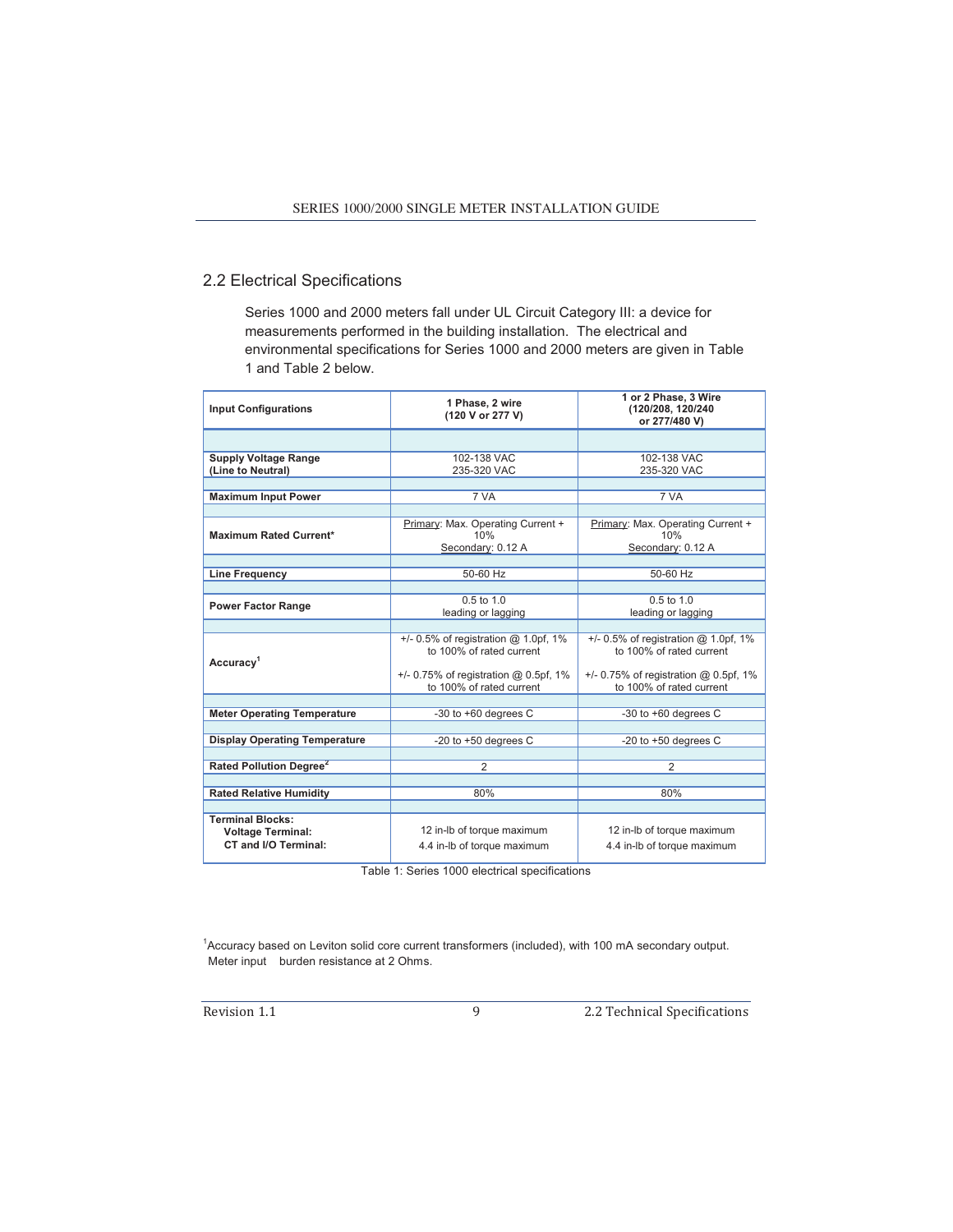## 2.2 Electrical Specifications

Series 1000 and 2000 meters fall under UL Circuit Category III: a device for measurements performed in the building installation. The electrical and environmental specifications for Series 1000 and 2000 meters are given in Table 1 and Table 2 below.

| Input Configurations | 1 Phase, 2 wire (120 V or 277 V) | 1 or 2 Phase, 3 Wire (120/208, 120/240 or 277/480 V) |
|---|---|---|
| Supply Voltage Range (Line to Neutral) | 102-138 VAC<br>235-320 VAC | 102-138 VAC<br>235-320 VAC |
| Maximum Input Power | 7 VA | 7 VA |
| Maximum Rated Current* | Primary: Max. Operating Current + 10%<br>Secondary: 0.12 A | Primary: Max. Operating Current + 10%<br>Secondary: 0.12 A |
| Line Frequency | 50-60 Hz | 50-60 Hz |
| Power Factor Range | 0.5 to 1.0 leading or lagging | 0.5 to 1.0 leading or lagging |
| Accuracy[1] | +/- 0.5% of registration @ 1.0pf, 1% to 100% of rated current<br><br>+/- 0.75% of registration @ 0.5pf, 1% to 100% of rated current | +/- 0.5% of registration @ 1.0pf, 1% to 100% of rated current<br><br>+/- 0.75% of registration @ 0.5pf, 1% to 100% of rated current |
| Meter Operating Temperature | -30 to +60 degrees C | -30 to +60 degrees C |
| Display Operating Temperature | -20 to +50 degrees C | -20 to +50 degrees C |
| Rated Pollution Degree[2] | 2 | 2 |
| Rated Relative Humidity | 80% | 80% |
| Terminal Blocks:<br>Voltage Terminal:<br>CT and I/O Terminal: | <br>12 in-lb of torque maximum<br>4.4 in-lb of torque maximum | <br>12 in-lb of torque maximum<br>4.4 in-lb of torque maximum |

Table 1: Series 1000 electrical specifications

[1]Accuracy based on Leviton solid core current transformers (included), with 100 mA secondary output. Meter input burden resistance at 2 Ohms.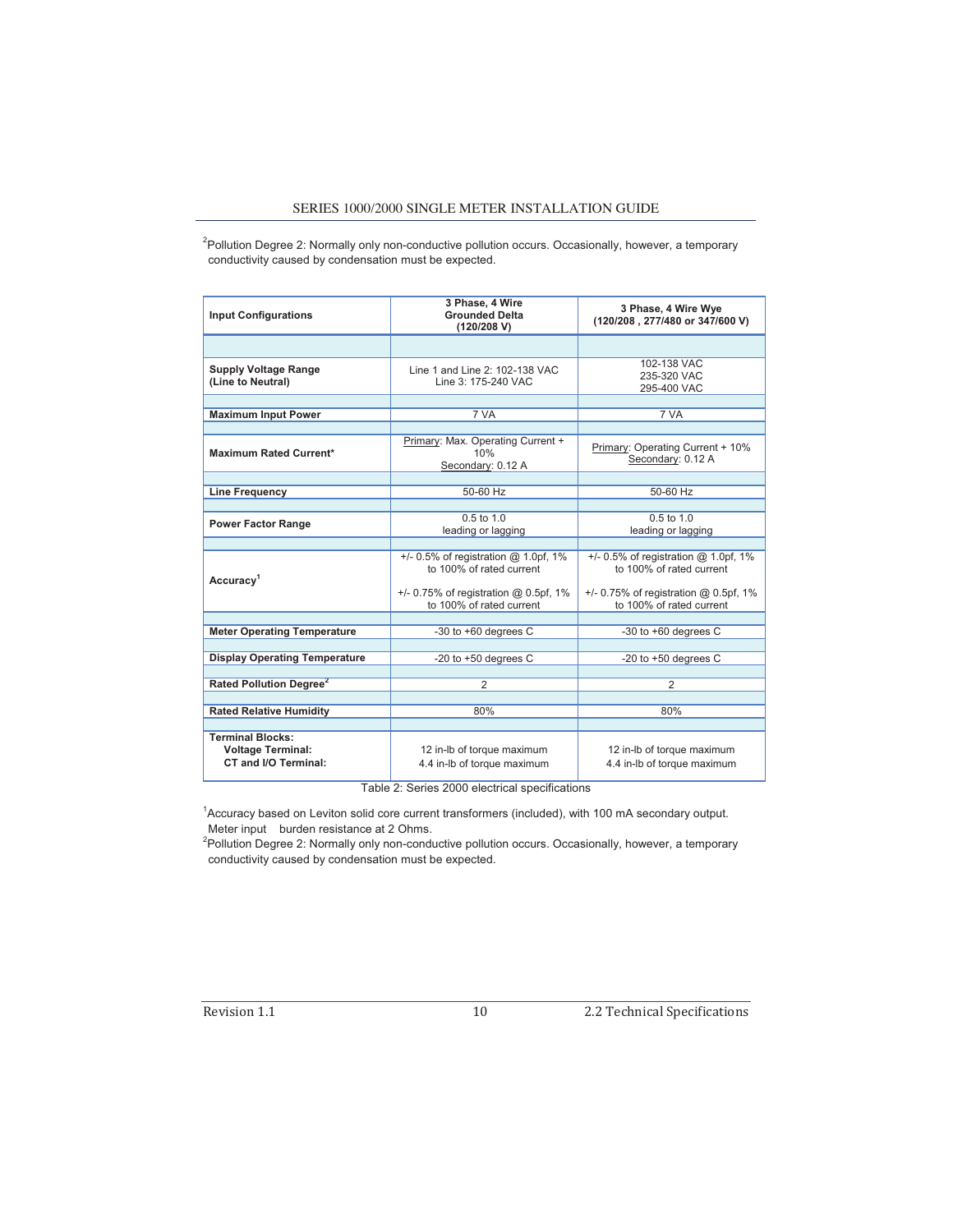[2]Pollution Degree 2: Normally only non-conductive pollution occurs. Occasionally, however, a temporary conductivity caused by condensation must be expected.

| Input Configurations | 3 Phase, 4 Wire Grounded Delta (120/208 V) | 3 Phase, 4 Wire Wye (120/208 , 277/480 or 347/600 V) |
|---|---|---|
| **Supply Voltage Range (Line to Neutral)** | Line 1 and Line 2: 102-138 VAC<br>Line 3: 175-240 VAC | 102-138 VAC<br>235-320 VAC<br>295-400 VAC |
| **Maximum Input Power** | 7 VA | 7 VA |
| **Maximum Rated Current*** | Primary: Max. Operating Current + 10%<br>Secondary: 0.12 A | Primary: Operating Current + 10%<br>Secondary: 0.12 A |
| **Line Frequency** | 50-60 Hz | 50-60 Hz |
| **Power Factor Range** | 0.5 to 1.0 leading or lagging | 0.5 to 1.0 leading or lagging |
| **Accuracy[1]** | +/- 0.5% of registration @ 1.0pf, 1% to 100% of rated current<br>+/- 0.75% of registration @ 0.5pf, 1% to 100% of rated current | +/- 0.5% of registration @ 1.0pf, 1% to 100% of rated current<br>+/- 0.75% of registration @ 0.5pf, 1% to 100% of rated current |
| **Meter Operating Temperature** | -30 to +60 degrees C | -30 to +60 degrees C |
| **Display Operating Temperature** | -20 to +50 degrees C | -20 to +50 degrees C |
| **Rated Pollution Degree[2]** | 2 | 2 |
| **Rated Relative Humidity** | 80% | 80% |
| **Terminal Blocks:**<br>**Voltage Terminal:**<br>**CT and I/O Terminal:** | <br>12 in-lb of torque maximum<br>4.4 in-lb of torque maximum | <br>12 in-lb of torque maximum<br>4.4 in-lb of torque maximum |

Table 2: Series 2000 electrical specifications

[1]Accuracy based on Leviton solid core current transformers (included), with 100 mA secondary output. Meter input burden resistance at 2 Ohms.

[2]Pollution Degree 2: Normally only non-conductive pollution occurs. Occasionally, however, a temporary conductivity caused by condensation must be expected.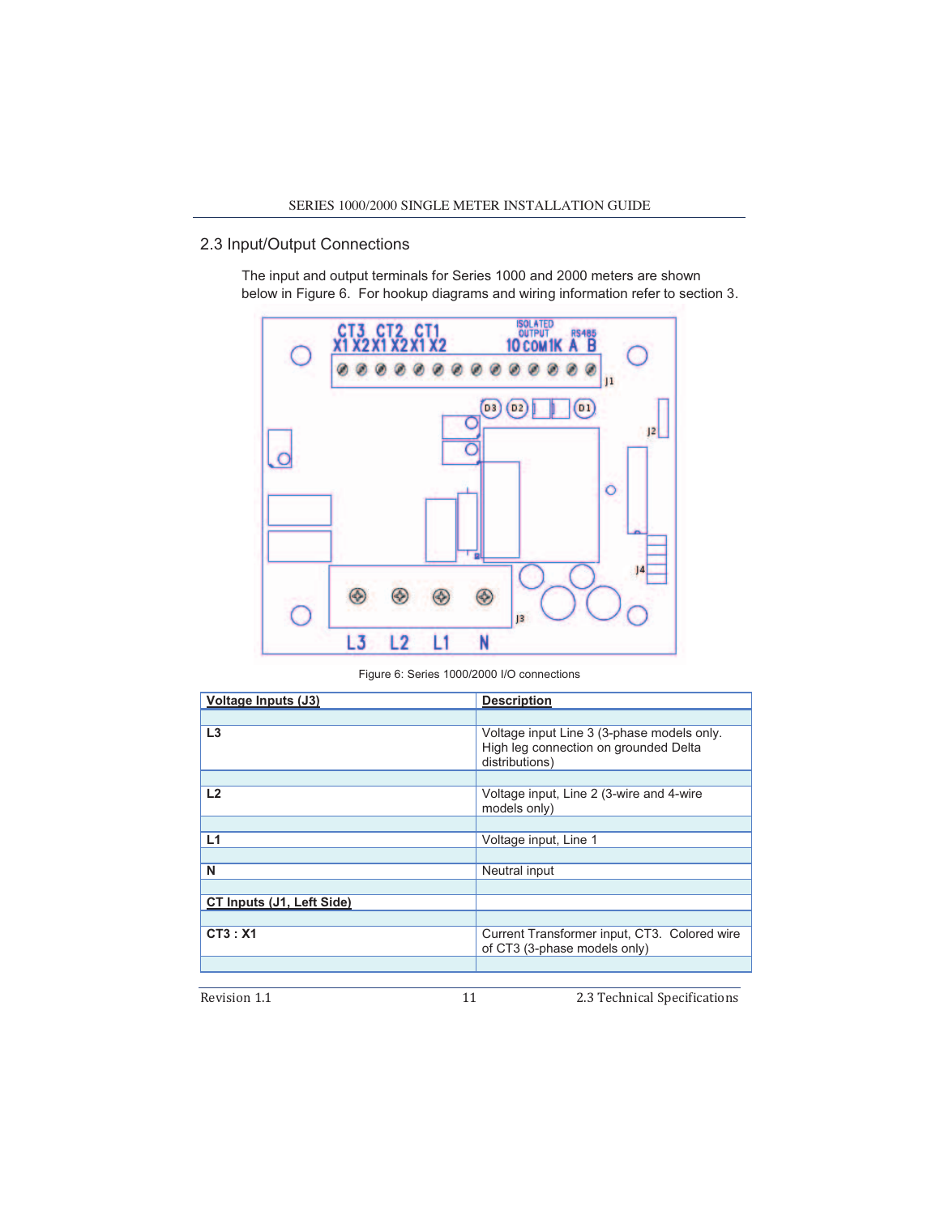## 2.3 Input/Output Connections

The input and output terminals for Series 1000 and 2000 meters are shown below in Figure 6. For hookup diagrams and wiring information refer to section 3.

Figure 6: Series 1000/2000 I/O connections

| Voltage Inputs (J3) | Description |
|---|---|
| L3 | Voltage input Line 3 (3-phase models only. High leg connection on grounded Delta distributions) |
| L2 | Voltage input, Line 2 (3-wire and 4-wire models only) |
| L1 | Voltage input, Line 1 |
| N | Neutral input |
| **CT Inputs (J1, Left Side)** | |
| CT3 : X1 | Current Transformer input, CT3. Colored wire of CT3 (3-phase models only) |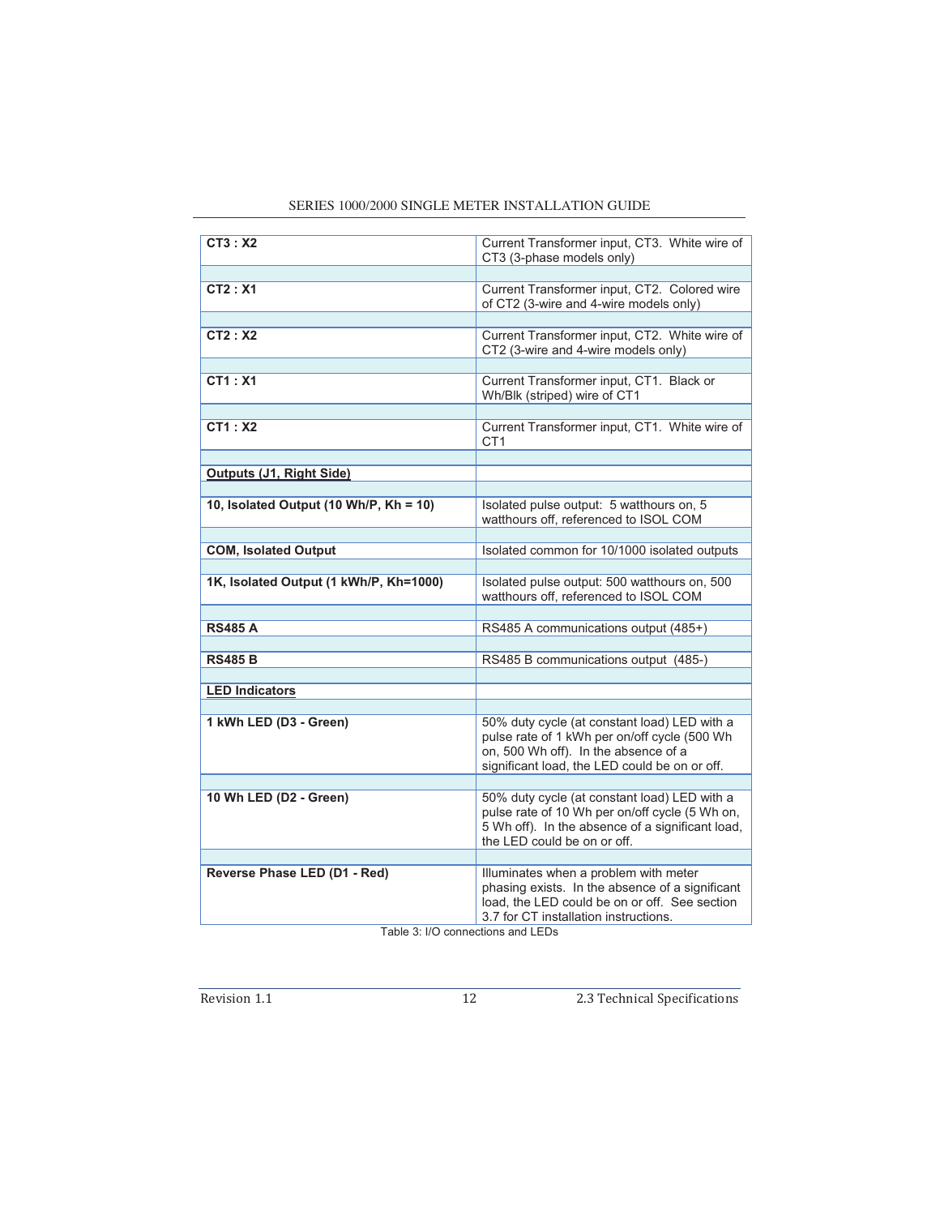| | |
|---|---|
| **CT3 : X2** | Current Transformer input, CT3. White wire of CT3 (3-phase models only) |
| | |
| **CT2 : X1** | Current Transformer input, CT2. Colored wire of CT2 (3-wire and 4-wire models only) |
| | |
| **CT2 : X2** | Current Transformer input, CT2. White wire of CT2 (3-wire and 4-wire models only) |
| | |
| **CT1 : X1** | Current Transformer input, CT1. Black or Wh/Blk (striped) wire of CT1 |
| | |
| **CT1 : X2** | Current Transformer input, CT1. White wire of CT1 |
| | |
| **Outputs (J1, Right Side)** | |
| | |
| **10, Isolated Output (10 Wh/P, Kh = 10)** | Isolated pulse output: 5 watthours on, 5 watthours off, referenced to ISOL COM |
| | |
| **COM, Isolated Output** | Isolated common for 10/1000 isolated outputs |
| | |
| **1K, Isolated Output (1 kWh/P, Kh=1000)** | Isolated pulse output: 500 watthours on, 500 watthours off, referenced to ISOL COM |
| | |
| **RS485 A** | RS485 A communications output (485+) |
| | |
| **RS485 B** | RS485 B communications output (485-) |
| | |
| **LED Indicators** | |
| | |
| **1 kWh LED (D3 - Green)** | 50% duty cycle (at constant load) LED with a pulse rate of 1 kWh per on/off cycle (500 Wh on, 500 Wh off). In the absence of a significant load, the LED could be on or off. |
| | |
| **10 Wh LED (D2 - Green)** | 50% duty cycle (at constant load) LED with a pulse rate of 10 Wh per on/off cycle (5 Wh on, 5 Wh off). In the absence of a significant load, the LED could be on or off. |
| | |
| **Reverse Phase LED (D1 - Red)** | Illuminates when a problem with meter phasing exists. In the absence of a significant load, the LED could be on or off. See section 3.7 for CT installation instructions. |

Table 3: I/O connections and LEDs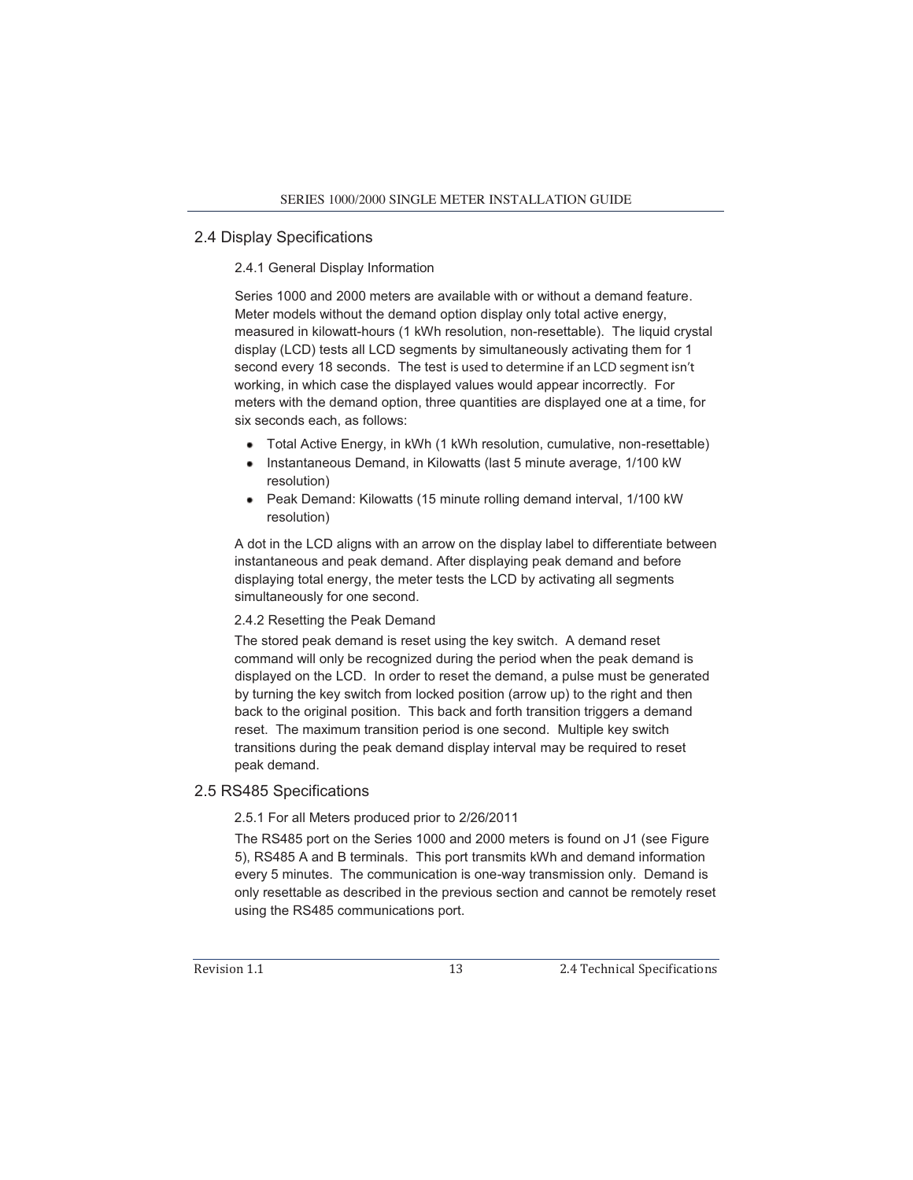## 2.4 Display Specifications

### 2.4.1 General Display Information

Series 1000 and 2000 meters are available with or without a demand feature. Meter models without the demand option display only total active energy, measured in kilowatt-hours (1 kWh resolution, non-resettable). The liquid crystal display (LCD) tests all LCD segments by simultaneously activating them for 1 second every 18 seconds. The test is used to determine if an LCD segment isn't working, in which case the displayed values would appear incorrectly. For meters with the demand option, three quantities are displayed one at a time, for six seconds each, as follows:

- Total Active Energy, in kWh (1 kWh resolution, cumulative, non-resettable)
- Instantaneous Demand, in Kilowatts (last 5 minute average, 1/100 kW resolution)
- Peak Demand: Kilowatts (15 minute rolling demand interval, 1/100 kW resolution)

A dot in the LCD aligns with an arrow on the display label to differentiate between instantaneous and peak demand. After displaying peak demand and before displaying total energy, the meter tests the LCD by activating all segments simultaneously for one second.

### 2.4.2 Resetting the Peak Demand

The stored peak demand is reset using the key switch. A demand reset command will only be recognized during the period when the peak demand is displayed on the LCD. In order to reset the demand, a pulse must be generated by turning the key switch from locked position (arrow up) to the right and then back to the original position. This back and forth transition triggers a demand reset. The maximum transition period is one second. Multiple key switch transitions during the peak demand display interval may be required to reset peak demand.

## 2.5 RS485 Specifications

### 2.5.1 For all Meters produced prior to 2/26/2011

The RS485 port on the Series 1000 and 2000 meters is found on J1 (see Figure 5), RS485 A and B terminals. This port transmits kWh and demand information every 5 minutes. The communication is one-way transmission only. Demand is only resettable as described in the previous section and cannot be remotely reset using the RS485 communications port.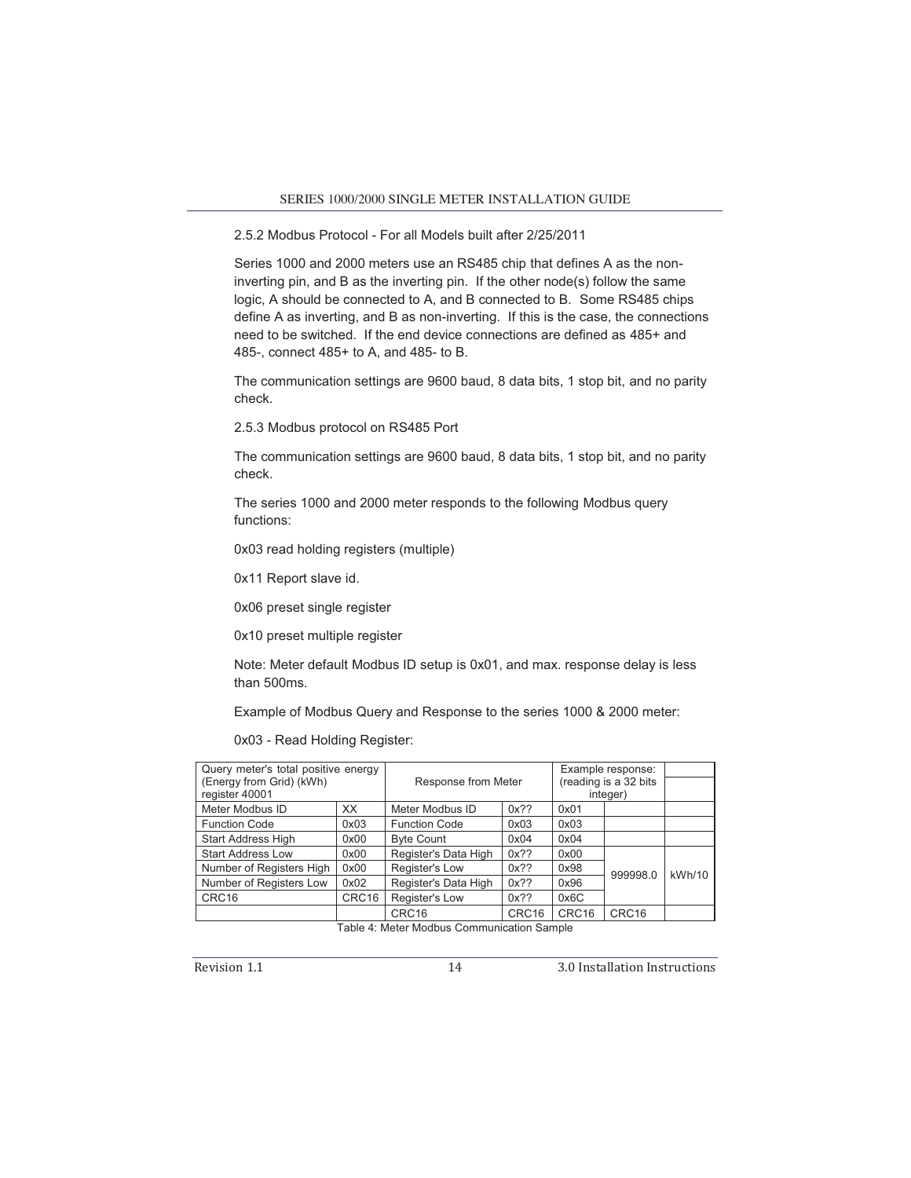2.5.2 Modbus Protocol - For all Models built after 2/25/2011

Series 1000 and 2000 meters use an RS485 chip that defines A as the non-inverting pin, and B as the inverting pin. If the other node(s) follow the same logic, A should be connected to A, and B connected to B. Some RS485 chips define A as inverting, and B as non-inverting. If this is the case, the connections need to be switched. If the end device connections are defined as 485+ and 485-, connect 485+ to A, and 485- to B.

The communication settings are 9600 baud, 8 data bits, 1 stop bit, and no parity check.

2.5.3 Modbus protocol on RS485 Port

The communication settings are 9600 baud, 8 data bits, 1 stop bit, and no parity check.

The series 1000 and 2000 meter responds to the following Modbus query functions:

0x03 read holding registers (multiple)

0x11 Report slave id.

0x06 preset single register

0x10 preset multiple register

Note: Meter default Modbus ID setup is 0x01, and max. response delay is less than 500ms.

Example of Modbus Query and Response to the series 1000 & 2000 meter:

0x03 - Read Holding Register:

| Query meter's total positive energy (Energy from Grid) (kWh) register 40001 | | Response from Meter | | Example response: (reading is a 32 bits integer) | | |
|---|---|---|---|---|---|---|
| Meter Modbus ID | XX | Meter Modbus ID | 0x?? | 0x01 | | |
| Function Code | 0x03 | Function Code | 0x03 | 0x03 | | |
| Start Address High | 0x00 | Byte Count | 0x04 | 0x04 | | |
| Start Address Low | 0x00 | Register's Data High | 0x?? | 0x00 | 999998.0 | kWh/10 |
| Number of Registers High | 0x00 | Register's Low | 0x?? | 0x98 | | |
| Number of Registers Low | 0x02 | Register's Data High | 0x?? | 0x96 | | |
| CRC16 | CRC16 | Register's Low | 0x?? | 0x6C | | |
| | | CRC16 | CRC16 | CRC16 | CRC16 | |

Table 4: Meter Modbus Communication Sample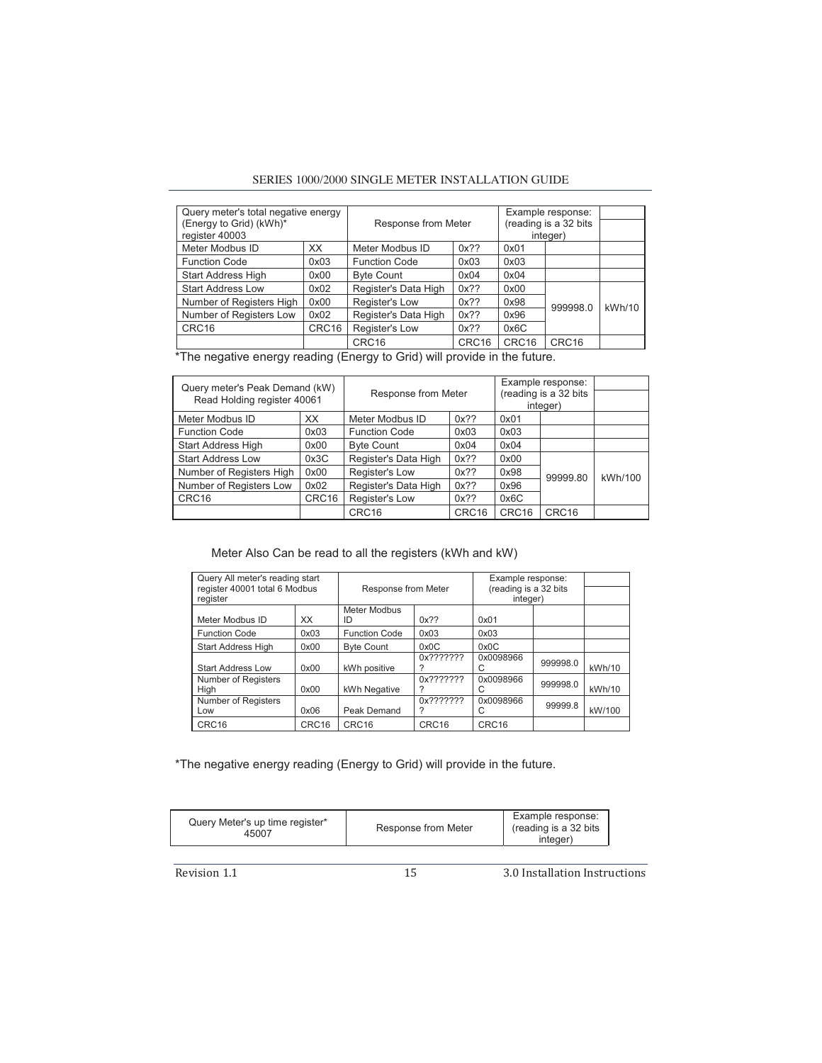| Query meter's total negative energy (Energy to Grid) (kWh)* register 40003 | | Response from Meter | | Example response: (reading is a 32 bits integer) | | |
|---|---|---|---|---|---|---|
| Meter Modbus ID | XX | Meter Modbus ID | 0x?? | 0x01 | | |
| Function Code | 0x03 | Function Code | 0x03 | 0x03 | | |
| Start Address High | 0x00 | Byte Count | 0x04 | 0x04 | | |
| Start Address Low | 0x02 | Register's Data High | 0x?? | 0x00 | 999998.0 | kWh/10 |
| Number of Registers High | 0x00 | Register's Low | 0x?? | 0x98 | | |
| Number of Registers Low | 0x02 | Register's Data High | 0x?? | 0x96 | | |
| CRC16 | CRC16 | Register's Low | 0x?? | 0x6C | | |
| | | CRC16 | CRC16 | CRC16 | CRC16 | |

*The negative energy reading (Energy to Grid) will provide in the future.

| Query meter's Peak Demand (kW) Read Holding register 40061 | | Response from Meter | | Example response: (reading is a 32 bits integer) | | |
|---|---|---|---|---|---|---|
| Meter Modbus ID | XX | Meter Modbus ID | 0x?? | 0x01 | | |
| Function Code | 0x03 | Function Code | 0x03 | 0x03 | | |
| Start Address High | 0x00 | Byte Count | 0x04 | 0x04 | | |
| Start Address Low | 0x3C | Register's Data High | 0x?? | 0x00 | 99999.80 | kWh/100 |
| Number of Registers High | 0x00 | Register's Low | 0x?? | 0x98 | | |
| Number of Registers Low | 0x02 | Register's Data High | 0x?? | 0x96 | | |
| CRC16 | CRC16 | Register's Low | 0x?? | 0x6C | | |
| | | CRC16 | CRC16 | CRC16 | CRC16 | |

Meter Also Can be read to all the registers (kWh and kW)

| Query All meter's reading start register 40001 total 6 Modbus register | | Response from Meter | | Example response: (reading is a 32 bits integer) | | |
|---|---|---|---|---|---|---|
| Meter Modbus ID | XX | Meter Modbus ID | 0x?? | 0x01 | | |
| Function Code | 0x03 | Function Code | 0x03 | 0x03 | | |
| Start Address High | 0x00 | Byte Count | 0x0C | 0x0C | | |
| Start Address Low | 0x00 | kWh positive | 0x???????? | 0x0098966C | 999998.0 | kWh/10 |
| Number of Registers High | 0x00 | kWh Negative | 0x???????? | 0x0098966C | 999998.0 | kWh/10 |
| Number of Registers Low | 0x06 | Peak Demand | 0x???????? | 0x0098966C | 99999.8 | kW/100 |
| CRC16 | CRC16 | CRC16 | CRC16 | CRC16 | | |

*The negative energy reading (Energy to Grid) will provide in the future.

| Query Meter's up time register* 45007 | Response from Meter | Example response: (reading is a 32 bits integer) |
|---|---|---|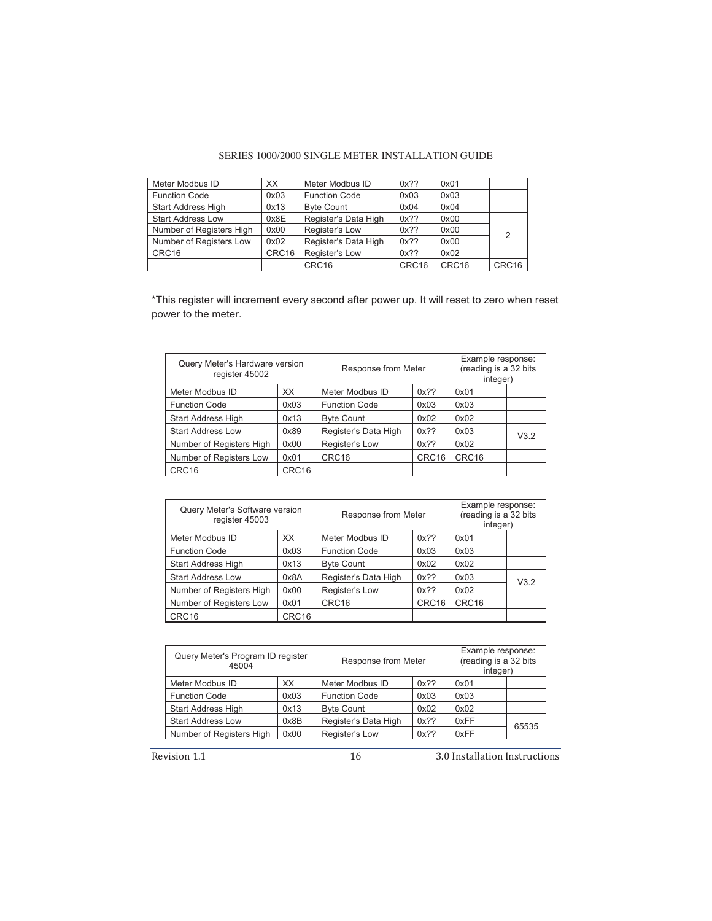| Meter Modbus ID | XX | Meter Modbus ID | 0x?? | 0x01 | |
|---|---|---|---|---|---|
| Function Code | 0x03 | Function Code | 0x03 | 0x03 | |
| Start Address High | 0x13 | Byte Count | 0x04 | 0x04 | |
| Start Address Low | 0x8E | Register's Data High | 0x?? | 0x00 | 2 |
| Number of Registers High | 0x00 | Register's Low | 0x?? | 0x00 | |
| Number of Registers Low | 0x02 | Register's Data High | 0x?? | 0x00 | |
| CRC16 | CRC16 | Register's Low | 0x?? | 0x02 | |
| | | CRC16 | CRC16 | CRC16 | CRC16 |

*This register will increment every second after power up. It will reset to zero when reset power to the meter.

| Query Meter's Hardware version register 45002 | | Response from Meter | | Example response: (reading is a 32 bits integer) | |
|---|---|---|---|---|---|
| Meter Modbus ID | XX | Meter Modbus ID | 0x?? | 0x01 | |
| Function Code | 0x03 | Function Code | 0x03 | 0x03 | |
| Start Address High | 0x13 | Byte Count | 0x02 | 0x02 | |
| Start Address Low | 0x89 | Register's Data High | 0x?? | 0x03 | V3.2 |
| Number of Registers High | 0x00 | Register's Low | 0x?? | 0x02 | |
| Number of Registers Low | 0x01 | CRC16 | CRC16 | CRC16 | |
| CRC16 | CRC16 | | | | |

| Query Meter's Software version register 45003 | | Response from Meter | | Example response: (reading is a 32 bits integer) | |
|---|---|---|---|---|---|
| Meter Modbus ID | XX | Meter Modbus ID | 0x?? | 0x01 | |
| Function Code | 0x03 | Function Code | 0x03 | 0x03 | |
| Start Address High | 0x13 | Byte Count | 0x02 | 0x02 | |
| Start Address Low | 0x8A | Register's Data High | 0x?? | 0x03 | V3.2 |
| Number of Registers High | 0x00 | Register's Low | 0x?? | 0x02 | |
| Number of Registers Low | 0x01 | CRC16 | CRC16 | CRC16 | |
| CRC16 | CRC16 | | | | |

| Query Meter's Program ID register 45004 | | Response from Meter | | Example response: (reading is a 32 bits integer) | |
|---|---|---|---|---|---|
| Meter Modbus ID | XX | Meter Modbus ID | 0x?? | 0x01 | |
| Function Code | 0x03 | Function Code | 0x03 | 0x03 | |
| Start Address High | 0x13 | Byte Count | 0x02 | 0x02 | |
| Start Address Low | 0x8B | Register's Data High | 0x?? | 0xFF | 65535 |
| Number of Registers High | 0x00 | Register's Low | 0x?? | 0xFF | |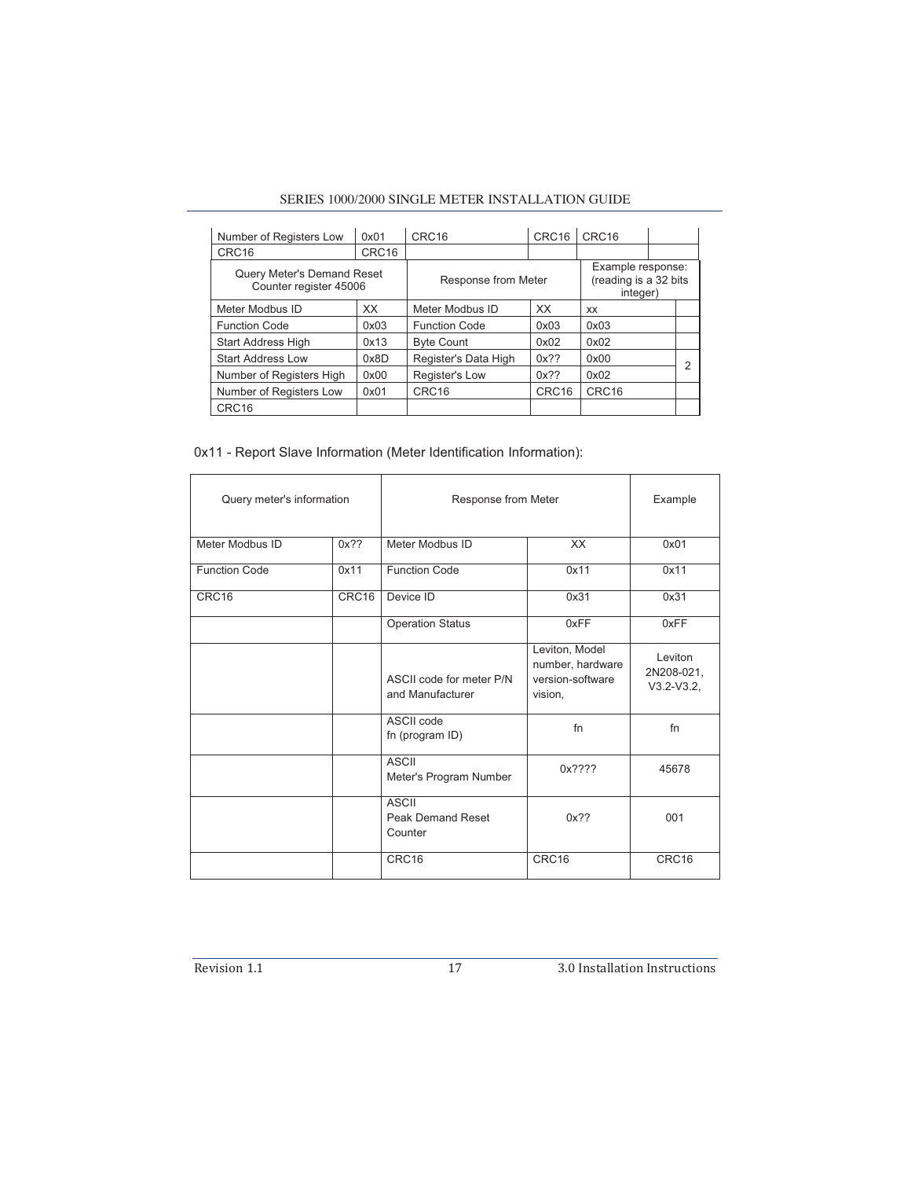| Number of Registers Low | 0x01 | CRC16 | CRC16 | CRC16 | |
|---|---|---|---|---|---|
| CRC16 | CRC16 | | | | |
| Query Meter's Demand Reset Counter register 45006 | | Response from Meter | | Example response: (reading is a 32 bits integer) | |
| Meter Modbus ID | XX | Meter Modbus ID | XX | xx | |
| Function Code | 0x03 | Function Code | 0x03 | 0x03 | |
| Start Address High | 0x13 | Byte Count | 0x02 | 0x02 | |
| Start Address Low | 0x8D | Register's Data High | 0x?? | 0x00 | 2 |
| Number of Registers High | 0x00 | Register's Low | 0x?? | 0x02 | |
| Number of Registers Low | 0x01 | CRC16 | CRC16 | CRC16 | |
| CRC16 | | | | | |

0x11 - Report Slave Information (Meter Identification Information):

| Query meter's information | | Response from Meter | | Example |
|---|---|---|---|---|
| Meter Modbus ID | 0x?? | Meter Modbus ID | XX | 0x01 |
| Function Code | 0x11 | Function Code | 0x11 | 0x11 |
| CRC16 | CRC16 | Device ID | 0x31 | 0x31 |
| | | Operation Status | 0xFF | 0xFF |
| | | ASCII code for meter P/N and Manufacturer | Leviton, Model number, hardware version-software vision, | Leviton 2N208-021, V3.2-V3.2, |
| | | ASCII code fn (program ID) | fn | fn |
| | | ASCII Meter's Program Number | 0x???? | 45678 |
| | | ASCII Peak Demand Reset Counter | 0x?? | 001 |
| | | CRC16 | CRC16 | CRC16 |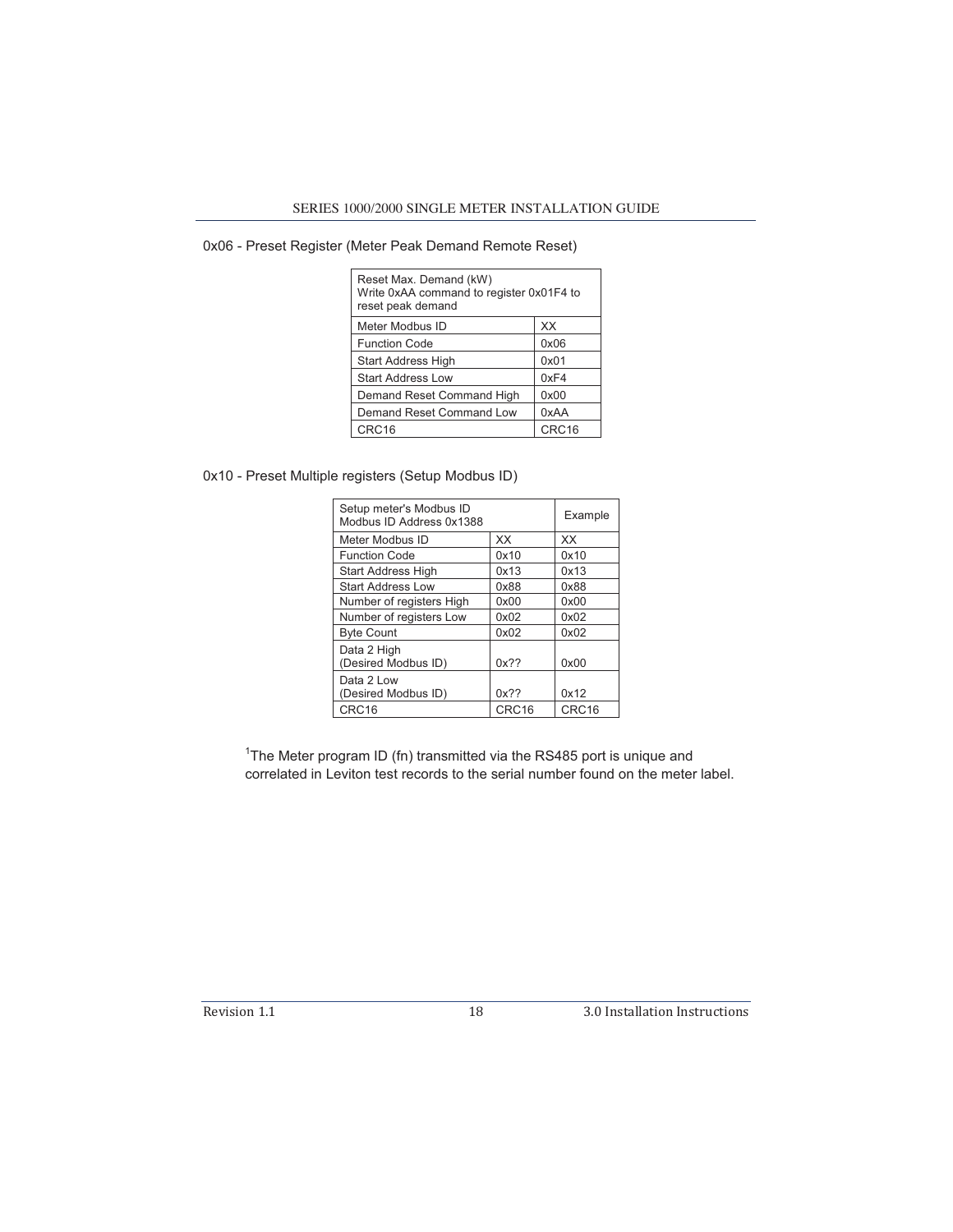0x06 - Preset Register (Meter Peak Demand Remote Reset)

| Reset Max. Demand (kW)<br>Write 0xAA command to register 0x01F4 to reset peak demand | |
|---|---|
| Meter Modbus ID | XX |
| Function Code | 0x06 |
| Start Address High | 0x01 |
| Start Address Low | 0xF4 |
| Demand Reset Command High | 0x00 |
| Demand Reset Command Low | 0xAA |
| CRC16 | CRC16 |

0x10 - Preset Multiple registers (Setup Modbus ID)

| Setup meter's Modbus ID<br>Modbus ID Address 0x1388 | | Example |
|---|---|---|
| Meter Modbus ID | XX | XX |
| Function Code | 0x10 | 0x10 |
| Start Address High | 0x13 | 0x13 |
| Start Address Low | 0x88 | 0x88 |
| Number of registers High | 0x00 | 0x00 |
| Number of registers Low | 0x02 | 0x02 |
| Byte Count | 0x02 | 0x02 |
| Data 2 High<br>(Desired Modbus ID) | 0x?? | 0x00 |
| Data 2 Low<br>(Desired Modbus ID) | 0x?? | 0x12 |
| CRC16 | CRC16 | CRC16 |

[1]The Meter program ID (fn) transmitted via the RS485 port is unique and correlated in Leviton test records to the serial number found on the meter label.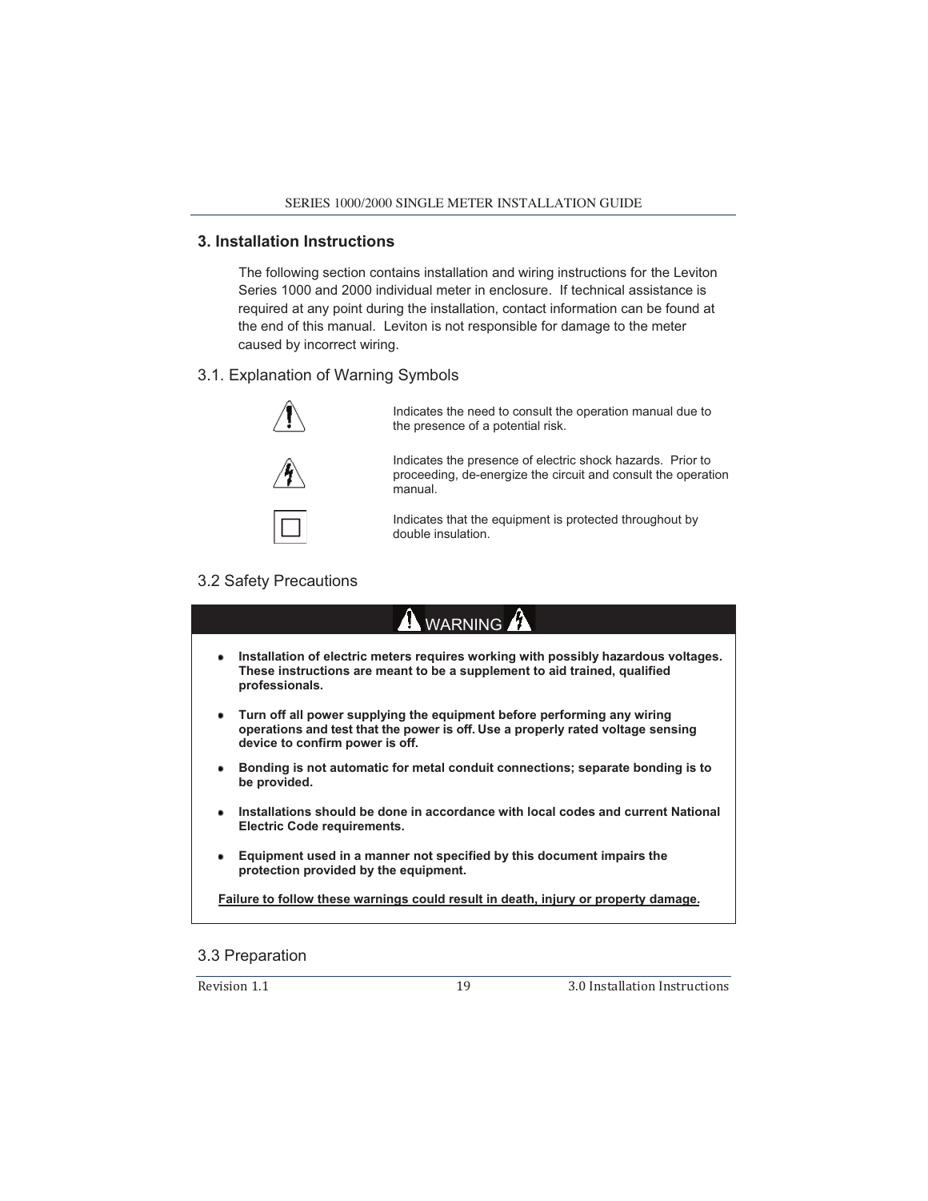## 3. Installation Instructions

The following section contains installation and wiring instructions for the Leviton Series 1000 and 2000 individual meter in enclosure. If technical assistance is required at any point during the installation, contact information can be found at the end of this manual. Leviton is not responsible for damage to the meter caused by incorrect wiring.

### 3.1. Explanation of Warning Symbols

| Symbol | Meaning |
| --- | --- |
| ⚠ | Indicates the need to consult the operation manual due to the presence of a potential risk. |
| ⚡ | Indicates the presence of electric shock hazards. Prior to proceeding, de-energize the circuit and consult the operation manual. |
| ☐ | Indicates that the equipment is protected throughout by double insulation. |

### 3.2 Safety Precautions

**WARNING**

- **Installation of electric meters requires working with possibly hazardous voltages. These instructions are meant to be a supplement to aid trained, qualified professionals.**
- **Turn off all power supplying the equipment before performing any wiring operations and test that the power is off. Use a properly rated voltage sensing device to confirm power is off.**
- **Bonding is not automatic for metal conduit connections; separate bonding is to be provided.**
- **Installations should be done in accordance with local codes and current National Electric Code requirements.**
- **Equipment used in a manner not specified by this document impairs the protection provided by the equipment.**

**Failure to follow these warnings could result in death, injury or property damage.**

### 3.3 Preparation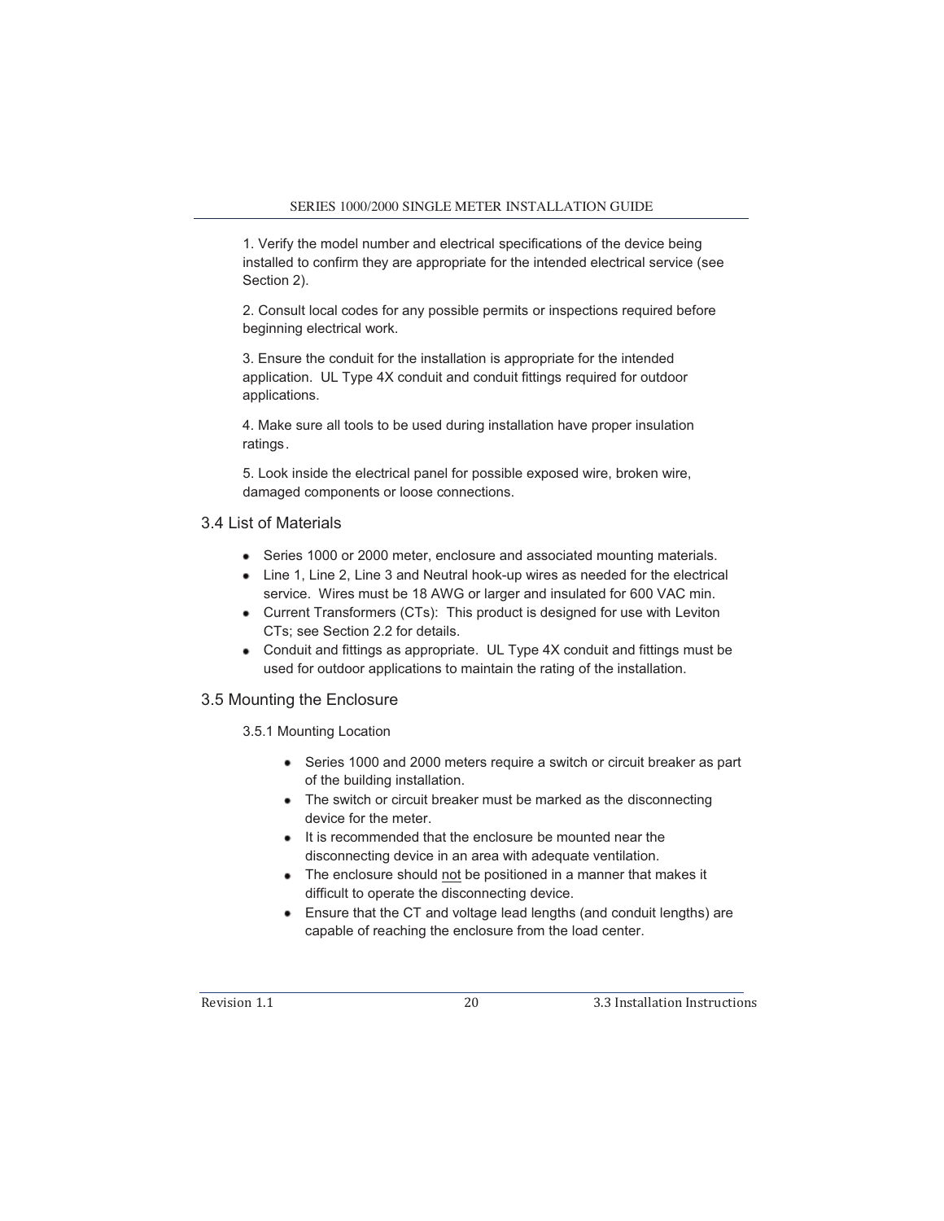1. Verify the model number and electrical specifications of the device being installed to confirm they are appropriate for the intended electrical service (see Section 2).

2. Consult local codes for any possible permits or inspections required before beginning electrical work.

3. Ensure the conduit for the installation is appropriate for the intended application. UL Type 4X conduit and conduit fittings required for outdoor applications.

4. Make sure all tools to be used during installation have proper insulation ratings.

5. Look inside the electrical panel for possible exposed wire, broken wire, damaged components or loose connections.

## 3.4 List of Materials

- Series 1000 or 2000 meter, enclosure and associated mounting materials.
- Line 1, Line 2, Line 3 and Neutral hook-up wires as needed for the electrical service. Wires must be 18 AWG or larger and insulated for 600 VAC min.
- Current Transformers (CTs): This product is designed for use with Leviton CTs; see Section 2.2 for details.
- Conduit and fittings as appropriate. UL Type 4X conduit and fittings must be used for outdoor applications to maintain the rating of the installation.

## 3.5 Mounting the Enclosure

### 3.5.1 Mounting Location

- Series 1000 and 2000 meters require a switch or circuit breaker as part of the building installation.
- The switch or circuit breaker must be marked as the disconnecting device for the meter.
- It is recommended that the enclosure be mounted near the disconnecting device in an area with adequate ventilation.
- The enclosure should <u>not</u> be positioned in a manner that makes it difficult to operate the disconnecting device.
- Ensure that the CT and voltage lead lengths (and conduit lengths) are capable of reaching the enclosure from the load center.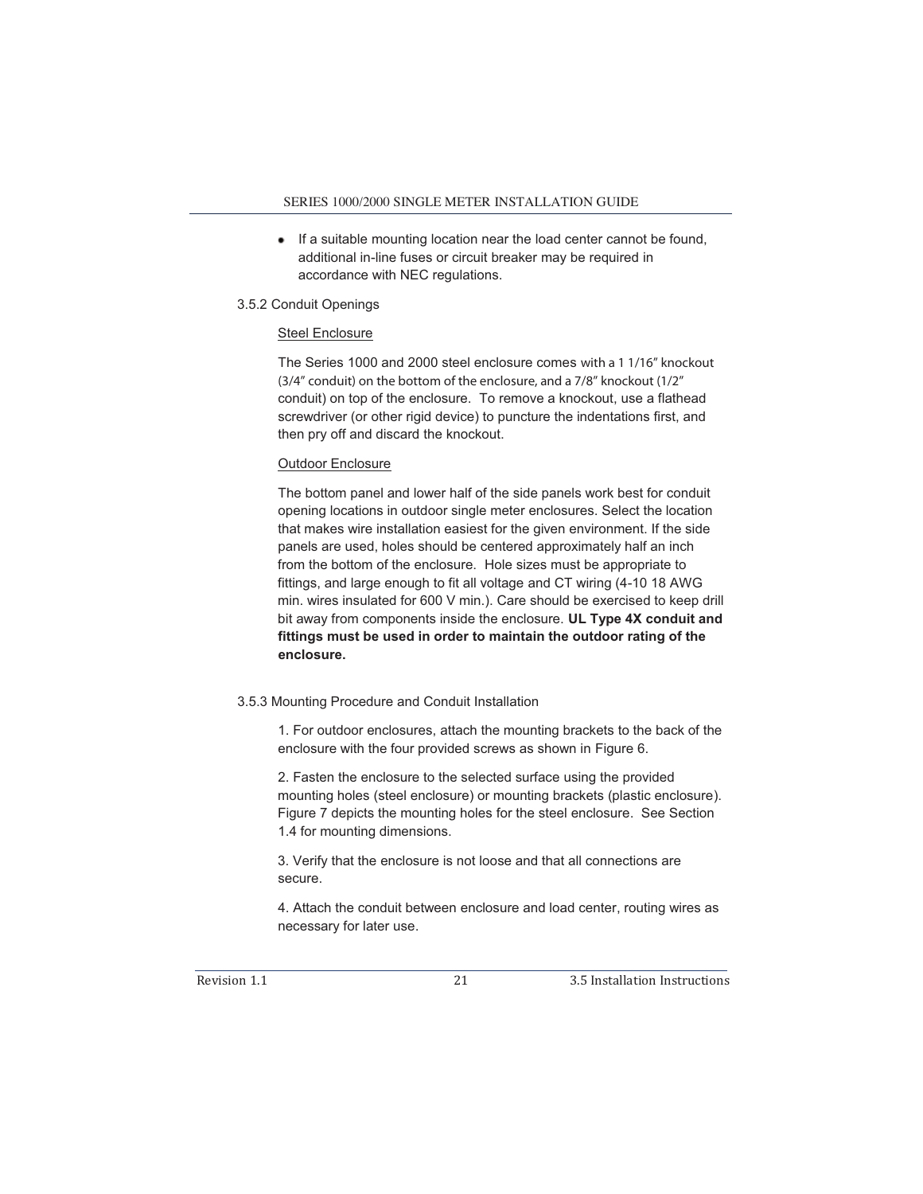- If a suitable mounting location near the load center cannot be found, additional in-line fuses or circuit breaker may be required in accordance with NEC regulations.

### 3.5.2 Conduit Openings

Steel Enclosure

The Series 1000 and 2000 steel enclosure comes with a 1 1/16" knockout (3/4" conduit) on the bottom of the enclosure, and a 7/8" knockout (1/2" conduit) on top of the enclosure. To remove a knockout, use a flathead screwdriver (or other rigid device) to puncture the indentations first, and then pry off and discard the knockout.

Outdoor Enclosure

The bottom panel and lower half of the side panels work best for conduit opening locations in outdoor single meter enclosures. Select the location that makes wire installation easiest for the given environment. If the side panels are used, holes should be centered approximately half an inch from the bottom of the enclosure. Hole sizes must be appropriate to fittings, and large enough to fit all voltage and CT wiring (4-10 18 AWG min. wires insulated for 600 V min.). Care should be exercised to keep drill bit away from components inside the enclosure. **UL Type 4X conduit and fittings must be used in order to maintain the outdoor rating of the enclosure.**

### 3.5.3 Mounting Procedure and Conduit Installation

1. For outdoor enclosures, attach the mounting brackets to the back of the enclosure with the four provided screws as shown in Figure 6.

2. Fasten the enclosure to the selected surface using the provided mounting holes (steel enclosure) or mounting brackets (plastic enclosure). Figure 7 depicts the mounting holes for the steel enclosure. See Section 1.4 for mounting dimensions.

3. Verify that the enclosure is not loose and that all connections are secure.

4. Attach the conduit between enclosure and load center, routing wires as necessary for later use.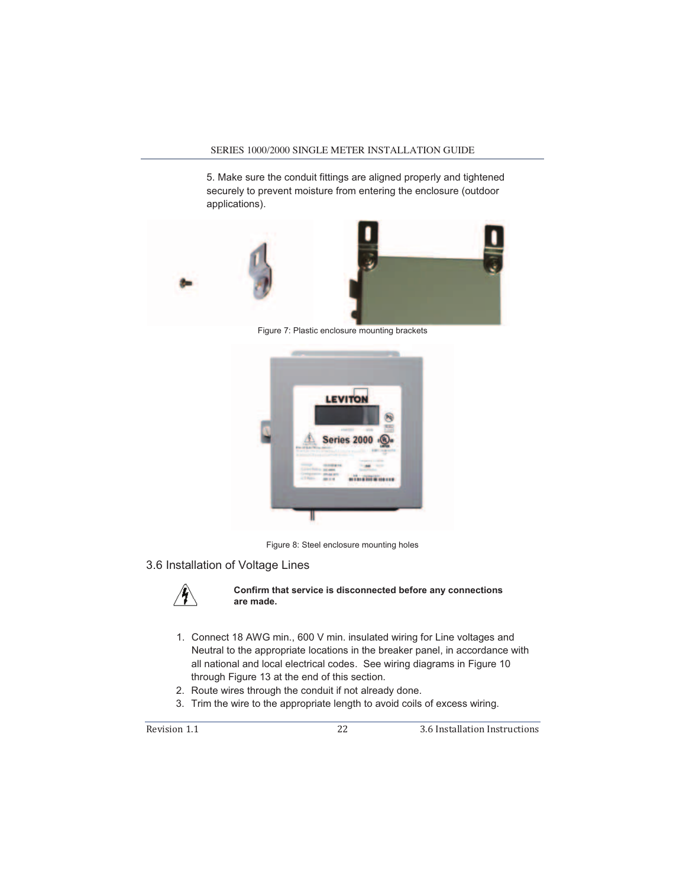5. Make sure the conduit fittings are aligned properly and tightened securely to prevent moisture from entering the enclosure (outdoor applications).

Figure 7: Plastic enclosure mounting brackets

Figure 8: Steel enclosure mounting holes

## 3.6 Installation of Voltage Lines

**Confirm that service is disconnected before any connections are made.**

1. Connect 18 AWG min., 600 V min. insulated wiring for Line voltages and Neutral to the appropriate locations in the breaker panel, in accordance with all national and local electrical codes. See wiring diagrams in Figure 10 through Figure 13 at the end of this section.
2. Route wires through the conduit if not already done.
3. Trim the wire to the appropriate length to avoid coils of excess wiring.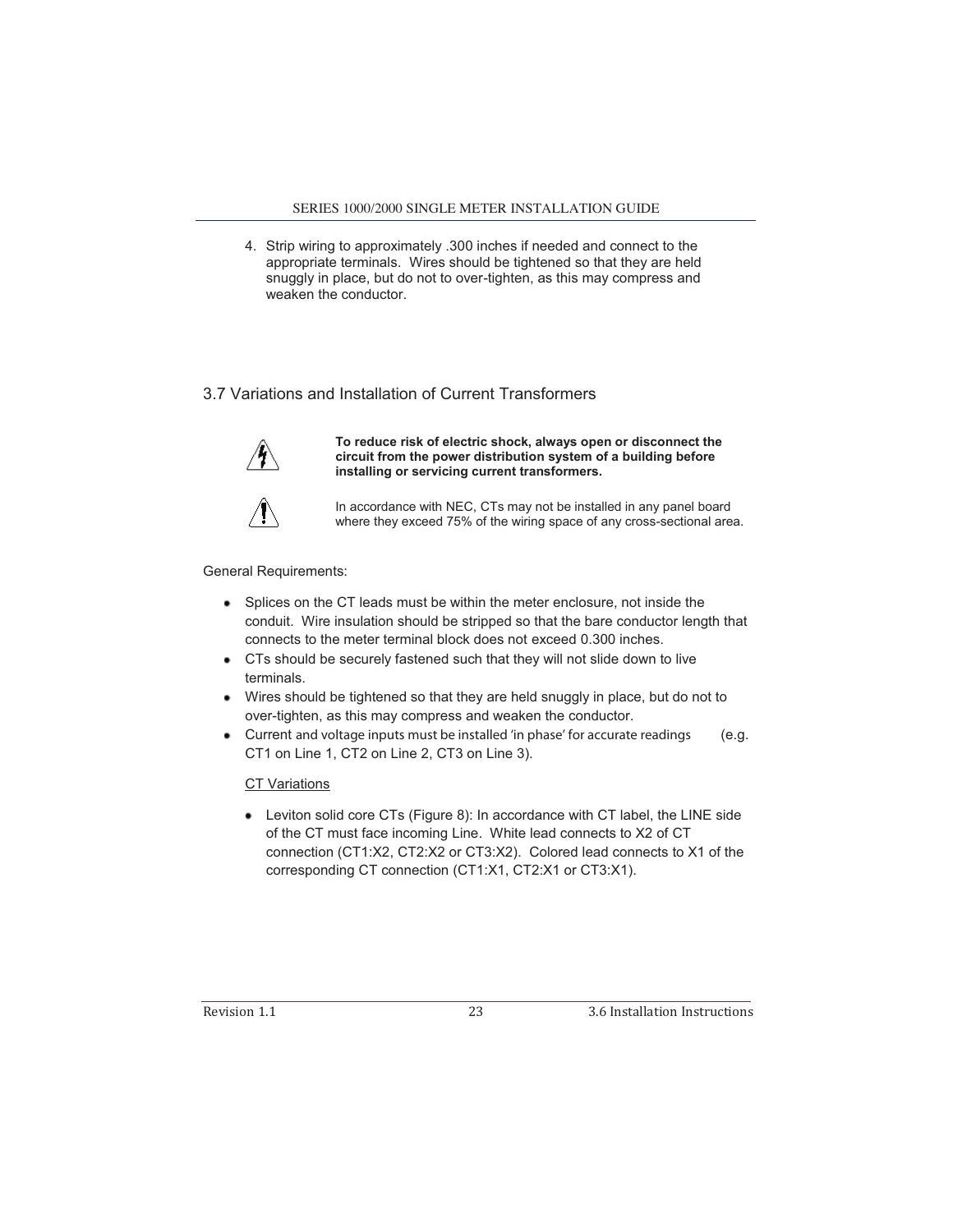4. Strip wiring to approximately .300 inches if needed and connect to the appropriate terminals. Wires should be tightened so that they are held snuggly in place, but do not to over-tighten, as this may compress and weaken the conductor.

## 3.7 Variations and Installation of Current Transformers

**To reduce risk of electric shock, always open or disconnect the circuit from the power distribution system of a building before installing or servicing current transformers.**

In accordance with NEC, CTs may not be installed in any panel board where they exceed 75% of the wiring space of any cross-sectional area.

General Requirements:

- Splices on the CT leads must be within the meter enclosure, not inside the conduit. Wire insulation should be stripped so that the bare conductor length that connects to the meter terminal block does not exceed 0.300 inches.
- CTs should be securely fastened such that they will not slide down to live terminals.
- Wires should be tightened so that they are held snuggly in place, but do not to over-tighten, as this may compress and weaken the conductor.
- Current and voltage inputs must be installed 'in phase' for accurate readings (e.g. CT1 on Line 1, CT2 on Line 2, CT3 on Line 3).

  CT Variations

  - Leviton solid core CTs (Figure 8): In accordance with CT label, the LINE side of the CT must face incoming Line. White lead connects to X2 of CT connection (CT1:X2, CT2:X2 or CT3:X2). Colored lead connects to X1 of the corresponding CT connection (CT1:X1, CT2:X1 or CT3:X1).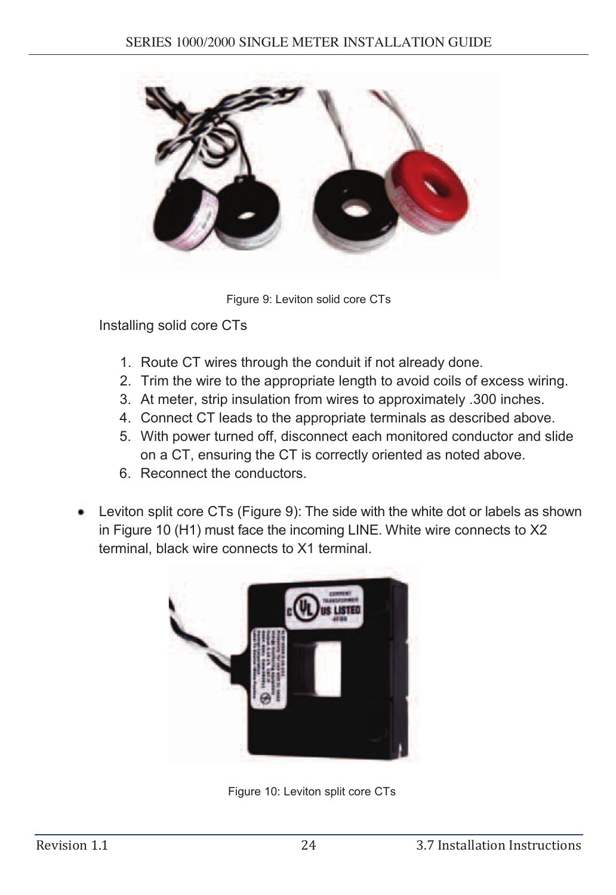Figure 9: Leviton solid core CTs

Installing solid core CTs

1. Route CT wires through the conduit if not already done.
2. Trim the wire to the appropriate length to avoid coils of excess wiring.
3. At meter, strip insulation from wires to approximately .300 inches.
4. Connect CT leads to the appropriate terminals as described above.
5. With power turned off, disconnect each monitored conductor and slide on a CT, ensuring the CT is correctly oriented as noted above.
6. Reconnect the conductors.

- Leviton split core CTs (Figure 9): The side with the white dot or labels as shown in Figure 10 (H1) must face the incoming LINE. White wire connects to X2 terminal, black wire connects to X1 terminal.

Figure 10: Leviton split core CTs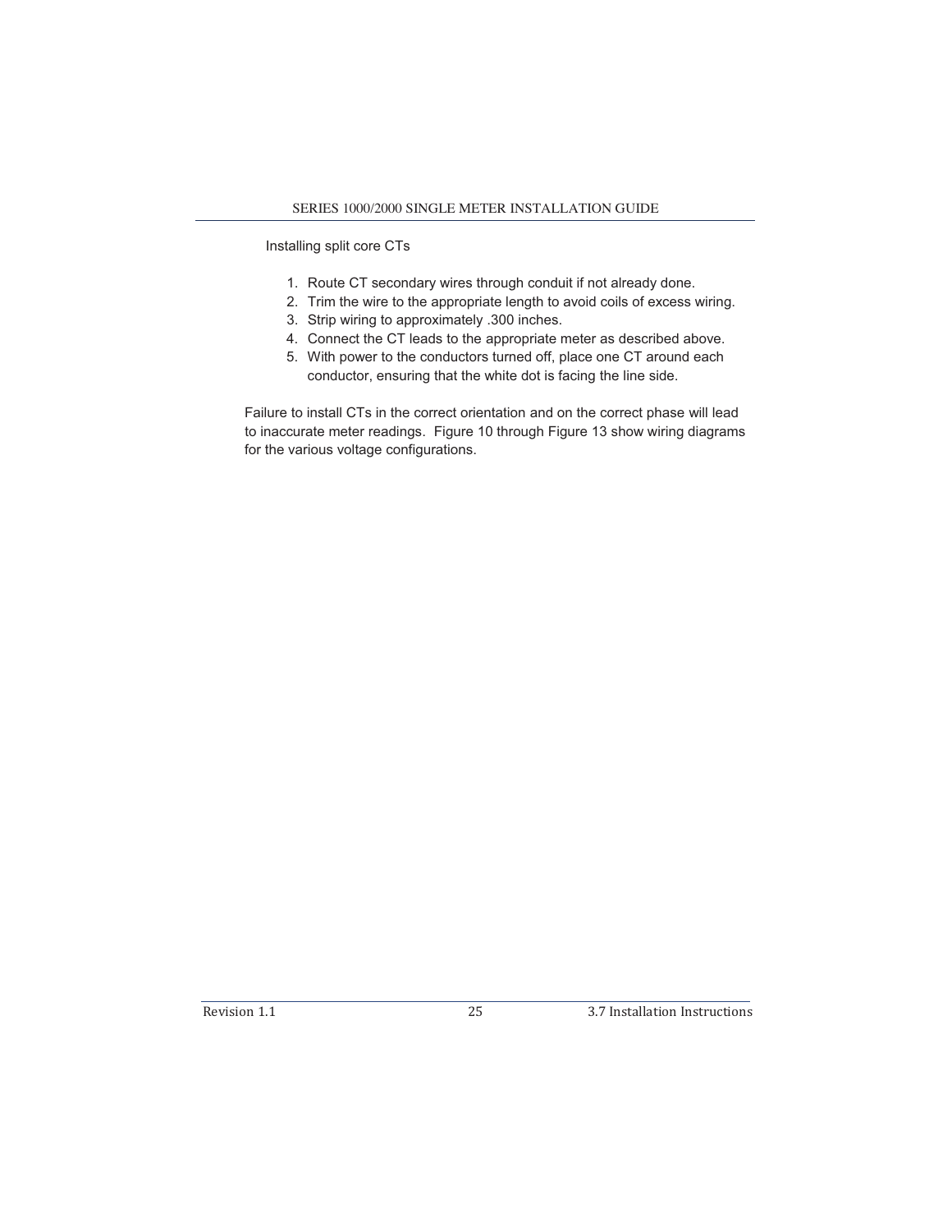Installing split core CTs

1. Route CT secondary wires through conduit if not already done.
2. Trim the wire to the appropriate length to avoid coils of excess wiring.
3. Strip wiring to approximately .300 inches.
4. Connect the CT leads to the appropriate meter as described above.
5. With power to the conductors turned off, place one CT around each conductor, ensuring that the white dot is facing the line side.

Failure to install CTs in the correct orientation and on the correct phase will lead to inaccurate meter readings. Figure 10 through Figure 13 show wiring diagrams for the various voltage configurations.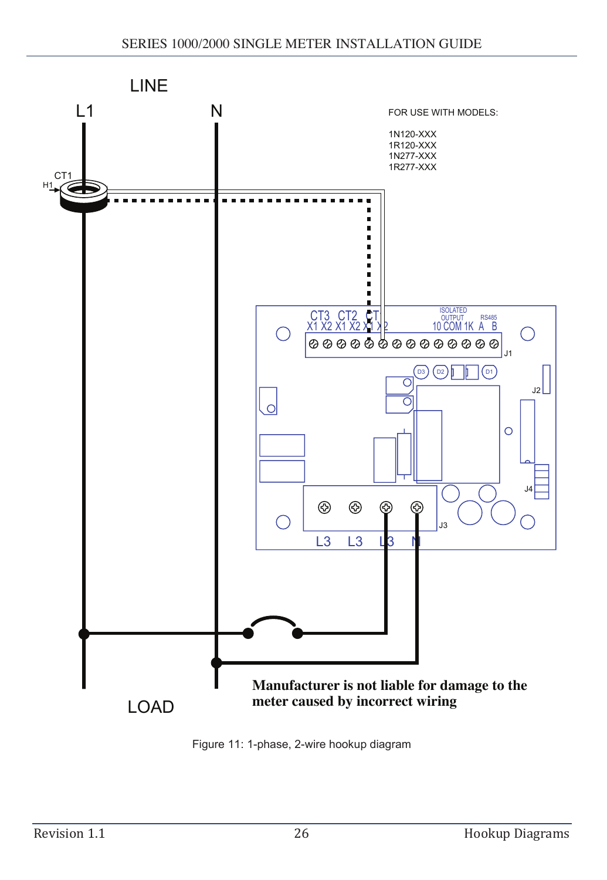LINE

L1

N

CT1

H1

FOR USE WITH MODELS:

1N120-XXX
1R120-XXX
1N277-XXX
1R277-XXX

CT3 CT2 CT
X1 X2 X1 X2 X1 X2

ISOLATED OUTPUT
10 COM 1K

RS485
A B

J1

D3 D2 D1

J2

J4

J3

L3 L3 L3 N

LOAD

**Manufacturer is not liable for damage to the meter caused by incorrect wiring**

Figure 11: 1-phase, 2-wire hookup diagram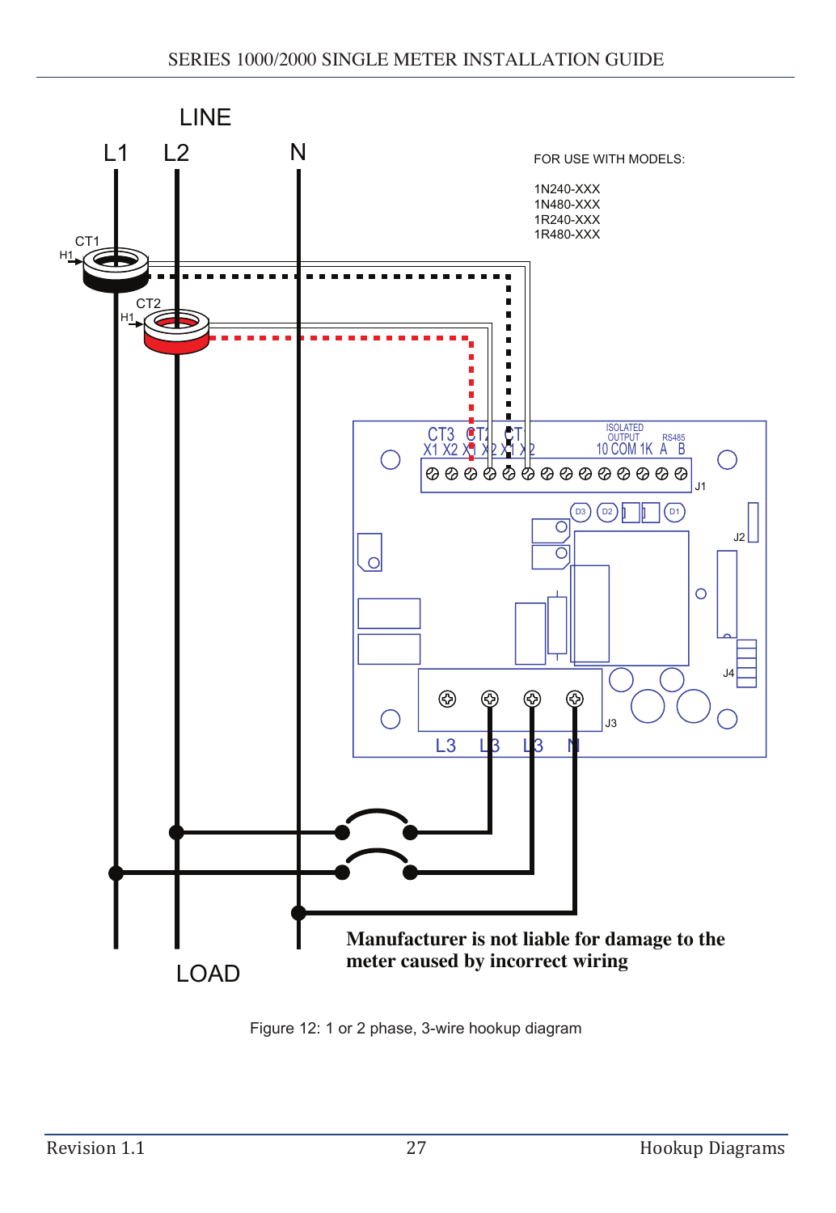FOR USE WITH MODELS:

1N240-XXX
1N480-XXX
1R240-XXX
1R480-XXX

**Manufacturer is not liable for damage to the meter caused by incorrect wiring**

Figure 12: 1 or 2 phase, 3-wire hookup diagram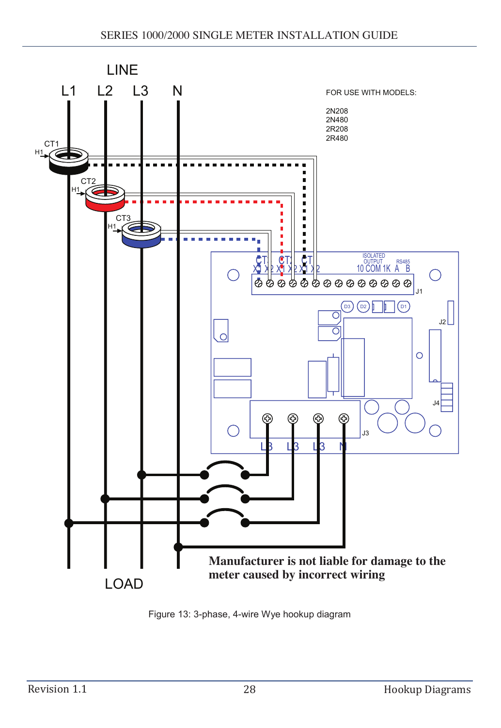LINE

L1 L2 L3 N

FOR USE WITH MODELS:

2N208
2N480
2R208
2R480

LOAD

**Manufacturer is not liable for damage to the meter caused by incorrect wiring**

Figure 13: 3-phase, 4-wire Wye hookup diagram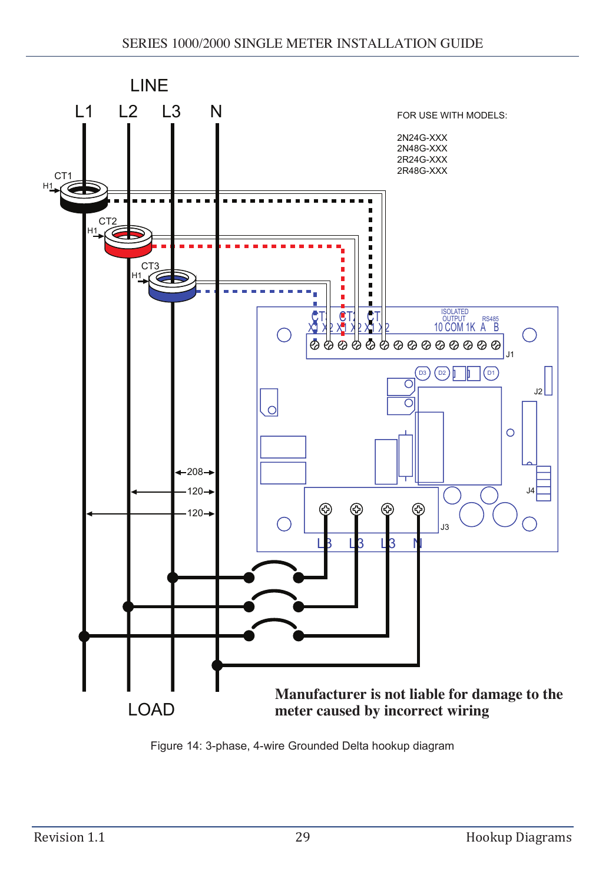LINE

L1 L2 L3 N

FOR USE WITH MODELS:

2N24G-XXX
2N48G-XXX
2R24G-XXX
2R48G-XXX

LOAD

**Manufacturer is not liable for damage to the meter caused by incorrect wiring**

Figure 14: 3-phase, 4-wire Grounded Delta hookup diagram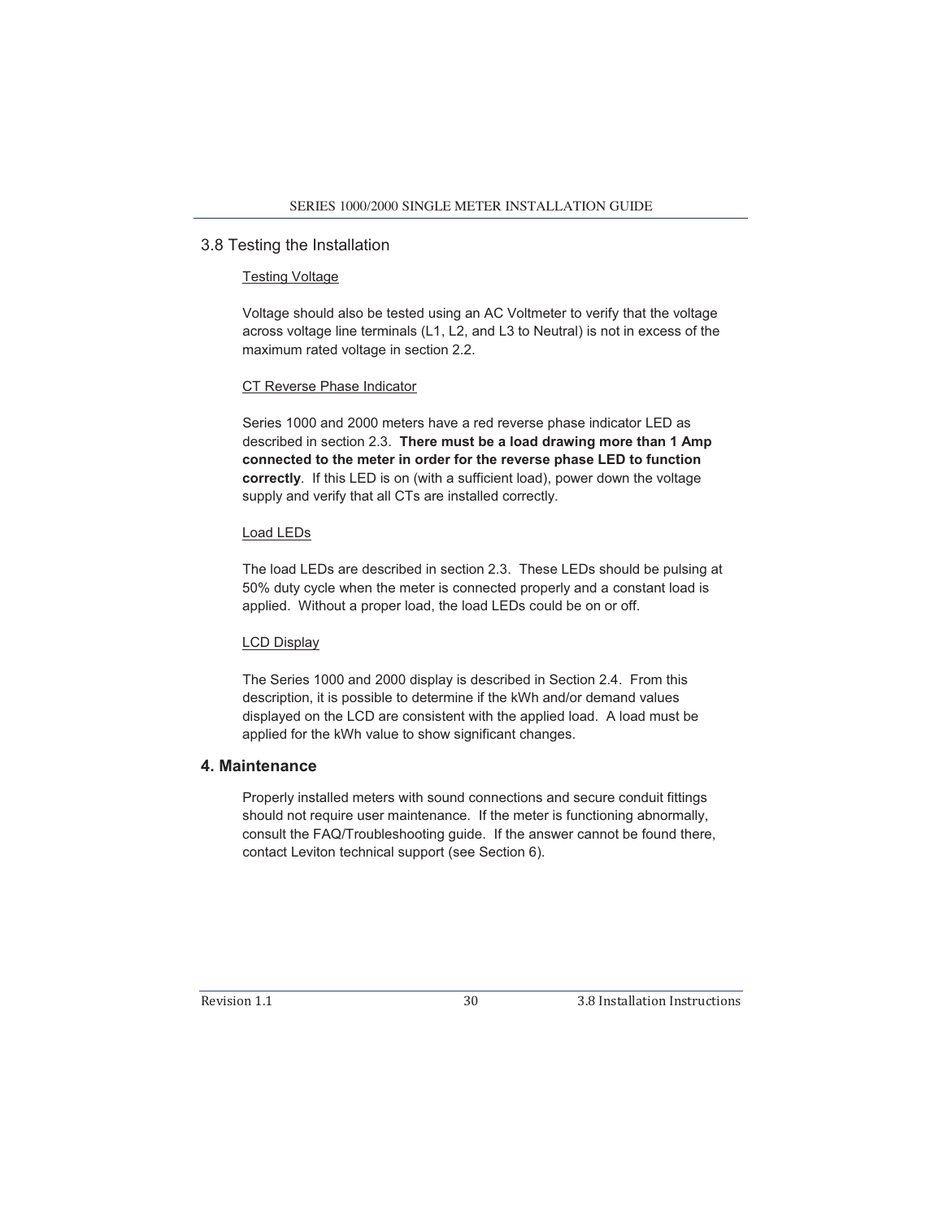## 3.8 Testing the Installation

Testing Voltage

Voltage should also be tested using an AC Voltmeter to verify that the voltage across voltage line terminals (L1, L2, and L3 to Neutral) is not in excess of the maximum rated voltage in section 2.2.

CT Reverse Phase Indicator

Series 1000 and 2000 meters have a red reverse phase indicator LED as described in section 2.3. **There must be a load drawing more than 1 Amp connected to the meter in order for the reverse phase LED to function correctly**. If this LED is on (with a sufficient load), power down the voltage supply and verify that all CTs are installed correctly.

Load LEDs

The load LEDs are described in section 2.3. These LEDs should be pulsing at 50% duty cycle when the meter is connected properly and a constant load is applied. Without a proper load, the load LEDs could be on or off.

LCD Display

The Series 1000 and 2000 display is described in Section 2.4. From this description, it is possible to determine if the kWh and/or demand values displayed on the LCD are consistent with the applied load. A load must be applied for the kWh value to show significant changes.

# 4. Maintenance

Properly installed meters with sound connections and secure conduit fittings should not require user maintenance. If the meter is functioning abnormally, consult the FAQ/Troubleshooting guide. If the answer cannot be found there, contact Leviton technical support (see Section 6).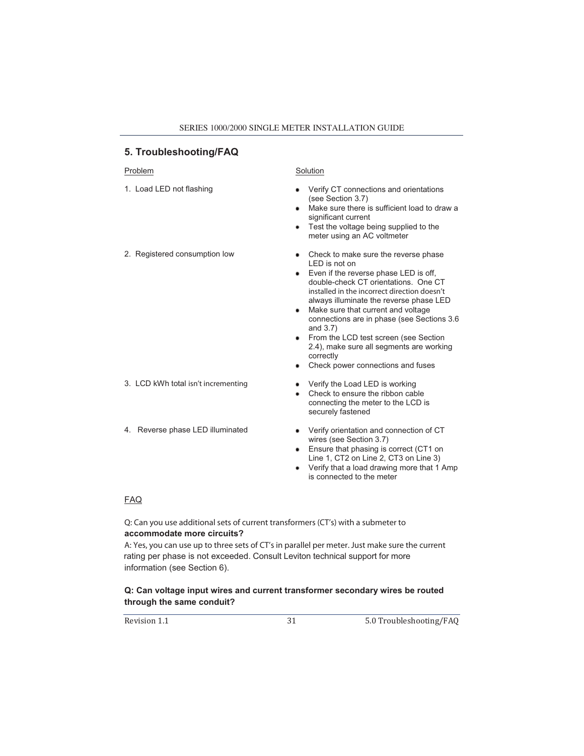## 5. Troubleshooting/FAQ

| Problem | Solution |
| --- | --- |
| 1. Load LED not flashing | • Verify CT connections and orientations (see Section 3.7)<br>• Make sure there is sufficient load to draw a significant current<br>• Test the voltage being supplied to the meter using an AC voltmeter |
| 2. Registered consumption low | • Check to make sure the reverse phase LED is not on<br>• Even if the reverse phase LED is off, double-check CT orientations. One CT installed in the incorrect direction doesn't always illuminate the reverse phase LED<br>• Make sure that current and voltage connections are in phase (see Sections 3.6 and 3.7)<br>• From the LCD test screen (see Section 2.4), make sure all segments are working correctly<br>• Check power connections and fuses |
| 3. LCD kWh total isn't incrementing | • Verify the Load LED is working<br>• Check to ensure the ribbon cable connecting the meter to the LCD is securely fastened |
| 4. Reverse phase LED illuminated | • Verify orientation and connection of CT wires (see Section 3.7)<br>• Ensure that phasing is correct (CT1 on Line 1, CT2 on Line 2, CT3 on Line 3)<br>• Verify that a load drawing more that 1 Amp is connected to the meter |

FAQ

Q: Can you use additional sets of current transformers (CT's) with a submeter to **accommodate more circuits?**

A: Yes, you can use up to three sets of CT's in parallel per meter. Just make sure the current rating per phase is not exceeded. Consult Leviton technical support for more information (see Section 6).

**Q: Can voltage input wires and current transformer secondary wires be routed through the same conduit?**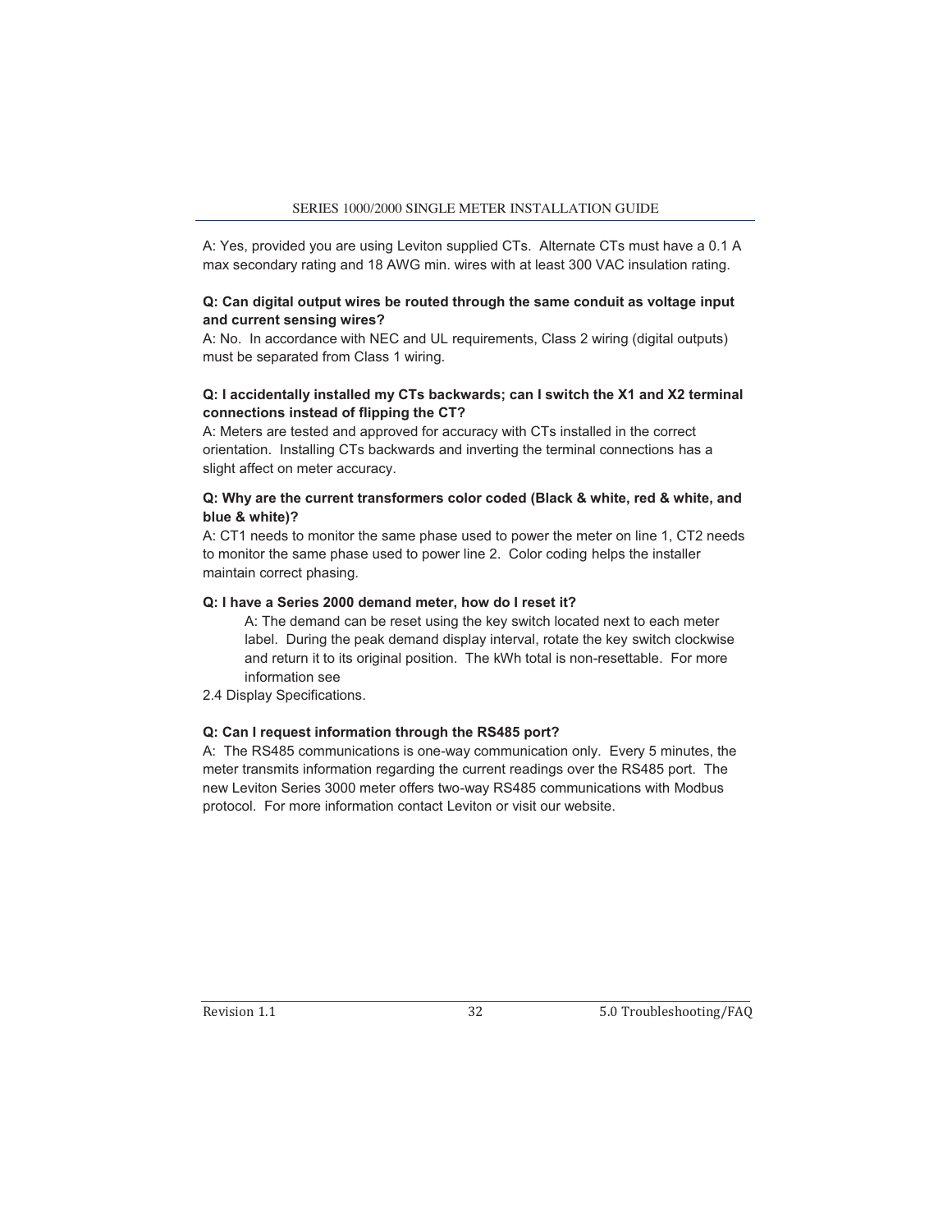A: Yes, provided you are using Leviton supplied CTs. Alternate CTs must have a 0.1 A max secondary rating and 18 AWG min. wires with at least 300 VAC insulation rating.

**Q: Can digital output wires be routed through the same conduit as voltage input and current sensing wires?**

A: No. In accordance with NEC and UL requirements, Class 2 wiring (digital outputs) must be separated from Class 1 wiring.

**Q: I accidentally installed my CTs backwards; can I switch the X1 and X2 terminal connections instead of flipping the CT?**

A: Meters are tested and approved for accuracy with CTs installed in the correct orientation. Installing CTs backwards and inverting the terminal connections has a slight affect on meter accuracy.

**Q: Why are the current transformers color coded (Black & white, red & white, and blue & white)?**

A: CT1 needs to monitor the same phase used to power the meter on line 1, CT2 needs to monitor the same phase used to power line 2. Color coding helps the installer maintain correct phasing.

**Q: I have a Series 2000 demand meter, how do I reset it?**

A: The demand can be reset using the key switch located next to each meter label. During the peak demand display interval, rotate the key switch clockwise and return it to its original position. The kWh total is non-resettable. For more information see 2.4 Display Specifications.

**Q: Can I request information through the RS485 port?**

A: The RS485 communications is one-way communication only. Every 5 minutes, the meter transmits information regarding the current readings over the RS485 port. The new Leviton Series 3000 meter offers two-way RS485 communications with Modbus protocol. For more information contact Leviton or visit our website.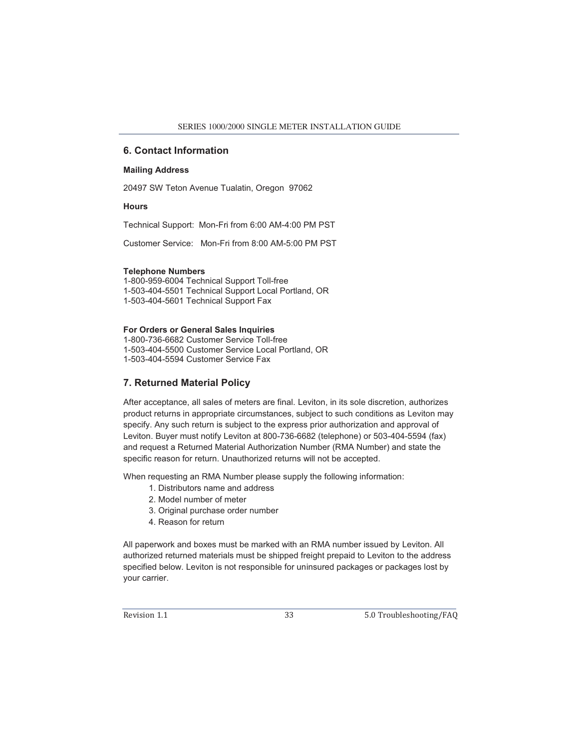## 6. Contact Information

**Mailing Address**

20497 SW Teton Avenue Tualatin, Oregon 97062

**Hours**

Technical Support: Mon-Fri from 6:00 AM-4:00 PM PST

Customer Service: Mon-Fri from 8:00 AM-5:00 PM PST

**Telephone Numbers**
1-800-959-6004 Technical Support Toll-free
1-503-404-5501 Technical Support Local Portland, OR
1-503-404-5601 Technical Support Fax

**For Orders or General Sales Inquiries**
1-800-736-6682 Customer Service Toll-free
1-503-404-5500 Customer Service Local Portland, OR
1-503-404-5594 Customer Service Fax

## 7. Returned Material Policy

After acceptance, all sales of meters are final. Leviton, in its sole discretion, authorizes product returns in appropriate circumstances, subject to such conditions as Leviton may specify. Any such return is subject to the express prior authorization and approval of Leviton. Buyer must notify Leviton at 800-736-6682 (telephone) or 503-404-5594 (fax) and request a Returned Material Authorization Number (RMA Number) and state the specific reason for return. Unauthorized returns will not be accepted.

When requesting an RMA Number please supply the following information:

1. Distributors name and address
2. Model number of meter
3. Original purchase order number
4. Reason for return

All paperwork and boxes must be marked with an RMA number issued by Leviton. All authorized returned materials must be shipped freight prepaid to Leviton to the address specified below. Leviton is not responsible for uninsured packages or packages lost by your carrier.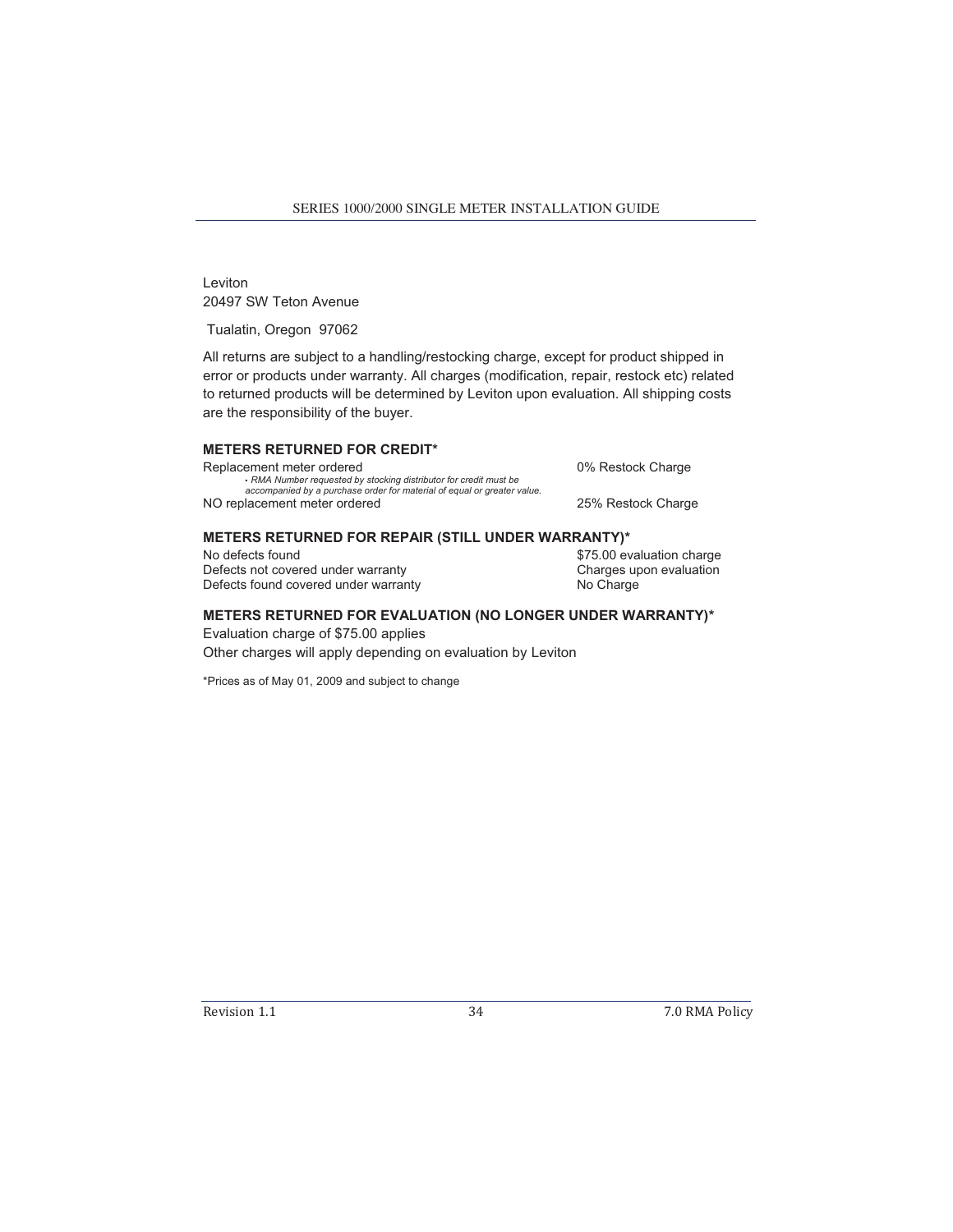Leviton
20497 SW Teton Avenue

Tualatin, Oregon 97062

All returns are subject to a handling/restocking charge, except for product shipped in error or products under warranty. All charges (modification, repair, restock etc) related to returned products will be determined by Leviton upon evaluation. All shipping costs are the responsibility of the buyer.

**METERS RETURNED FOR CREDIT***

| | |
|---|---|
| Replacement meter ordered<br>• *RMA Number requested by stocking distributor for credit must be accompanied by a purchase order for material of equal or greater value.* | 0% Restock Charge |
| NO replacement meter ordered | 25% Restock Charge |

**METERS RETURNED FOR REPAIR (STILL UNDER WARRANTY)***

| | |
|---|---|
| No defects found | $75.00 evaluation charge |
| Defects not covered under warranty | Charges upon evaluation |
| Defects found covered under warranty | No Charge |

**METERS RETURNED FOR EVALUATION (NO LONGER UNDER WARRANTY)***

Evaluation charge of $75.00 applies

Other charges will apply depending on evaluation by Leviton

*Prices as of May 01, 2009 and subject to change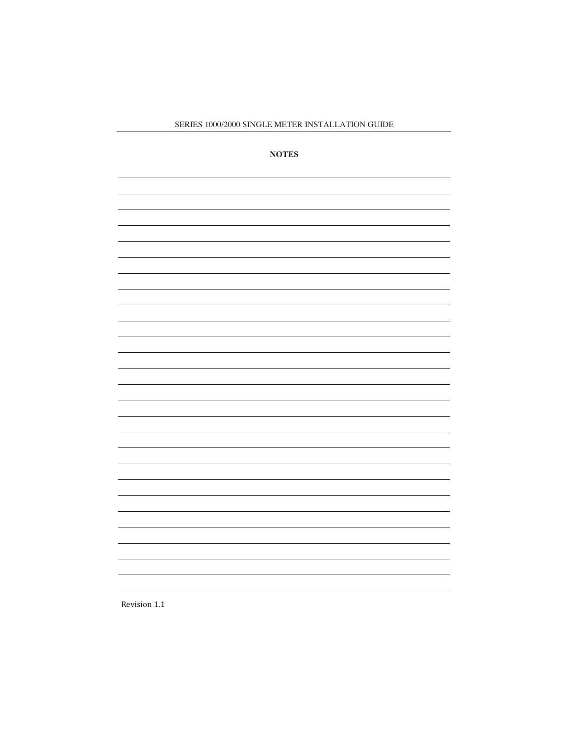## NOTES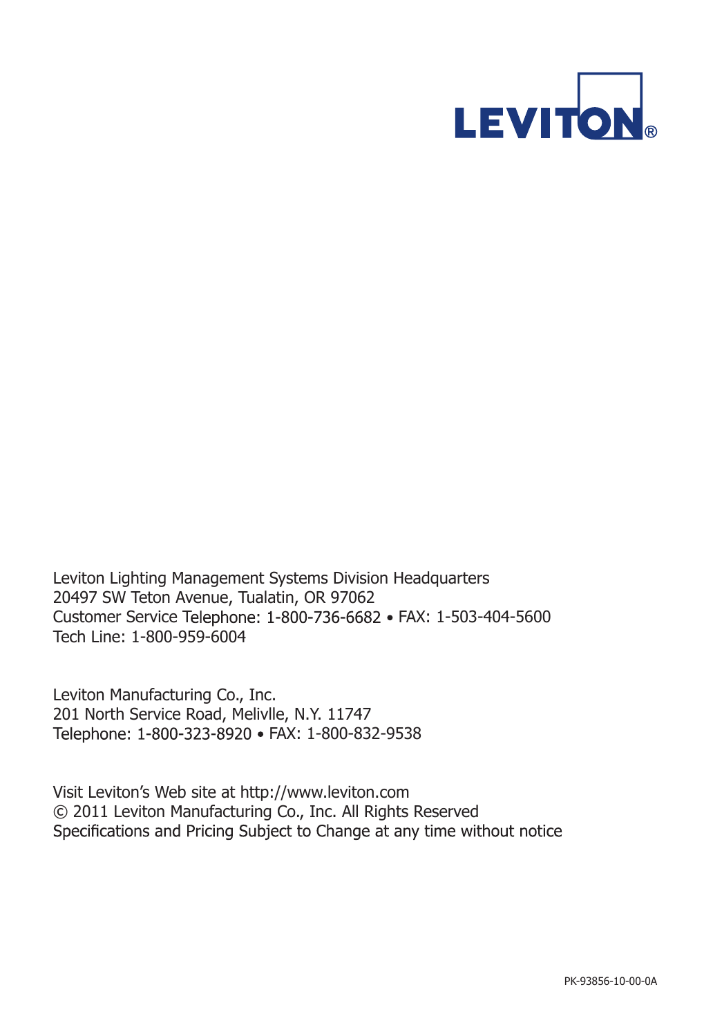LEVITON®

Leviton Lighting Management Systems Division Headquarters
20497 SW Teton Avenue, Tualatin, OR 97062
Customer Service Telephone: 1-800-736-6682 • FAX: 1-503-404-5600
Tech Line: 1-800-959-6004

Leviton Manufacturing Co., Inc.
201 North Service Road, Melivlle, N.Y. 11747
Telephone: 1-800-323-8920 • FAX: 1-800-832-9538

Visit Leviton's Web site at http://www.leviton.com
© 2011 Leviton Manufacturing Co., Inc. All Rights Reserved
Specifications and Pricing Subject to Change at any time without notice

PK-93856-10-00-0A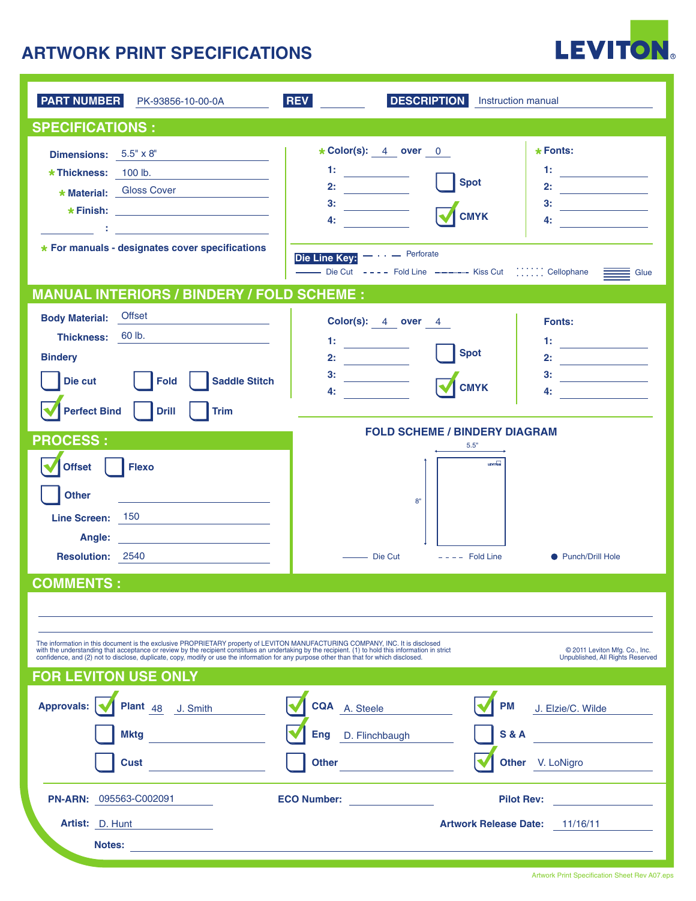# ARTWORK PRINT SPECIFICATIONS

LEVITON

**PART NUMBER** PK-93856-10-00-0A **REV** **DESCRIPTION** Instruction manual

## SPECIFICATIONS :

**Dimensions:** 5.5" x 8"

*** Thickness:** 100 lb.

*** Material:** Gloss Cover

*** Finish:**

:

*** For manuals - designates cover specifications**

*** Color(s):** 4 **over** 0

1:
2:
3:
4:

☐ Spot
☑ CMYK

*** Fonts:**

1:
2:
3:
4:

**Die Line Key:** Perforate, Die Cut, Fold Line, Kiss Cut, Cellophane, Glue

## MANUAL INTERIORS / BINDERY / FOLD SCHEME :

**Body Material:** Offset

**Thickness:** 60 lb.

**Bindery**

- ☐ Die cut
- ☐ Fold
- ☐ Saddle Stitch
- ☑ Perfect Bind
- ☐ Drill
- ☐ Trim

**Color(s):** 4 **over** 4

1:
2:
3:
4:

☐ Spot
☑ CMYK

**Fonts:**

1:
2:
3:
4:

## PROCESS :

- ☑ Offset
- ☐ Flexo
- ☐ Other

**Line Screen:** 150

**Angle:**

**Resolution:** 2540

### FOLD SCHEME / BINDERY DIAGRAM

5.5"

8"

Die Cut
Fold Line
Punch/Drill Hole

## COMMENTS :

The information in this document is the exclusive PROPRIETARY property of LEVITON MANUFACTURING COMPANY, INC. It is disclosed with the understanding that acceptance or review by the recipient constitues an undertaking by the recipient. (1) to hold this information in strict confidence, and (2) not to disclose, duplicate, copy, modify or use the information for any purpose other than that for which disclosed.

© 2011 Leviton Mfg. Co., Inc.
Unpublished, All Rights Reserved

## FOR LEVITON USE ONLY

**Approvals:**

| | | |
|---|---|---|
| ☑ Plant 48 J. Smith | ☑ CQA A. Steele | ☑ PM J. Elzie/C. Wilde |
| ☐ Mktg | ☑ Eng D. Flinchbaugh | ☐ S & A |
| ☐ Cust | ☐ Other | ☑ Other V. LoNigro |

**PN-ARN:** 095563-C002091

**ECO Number:**

**Pilot Rev:**

**Artist:** D. Hunt

**Artwork Release Date:** 11/16/11

**Notes:**

Artwork Print Specification Sheet Rev A07.eps